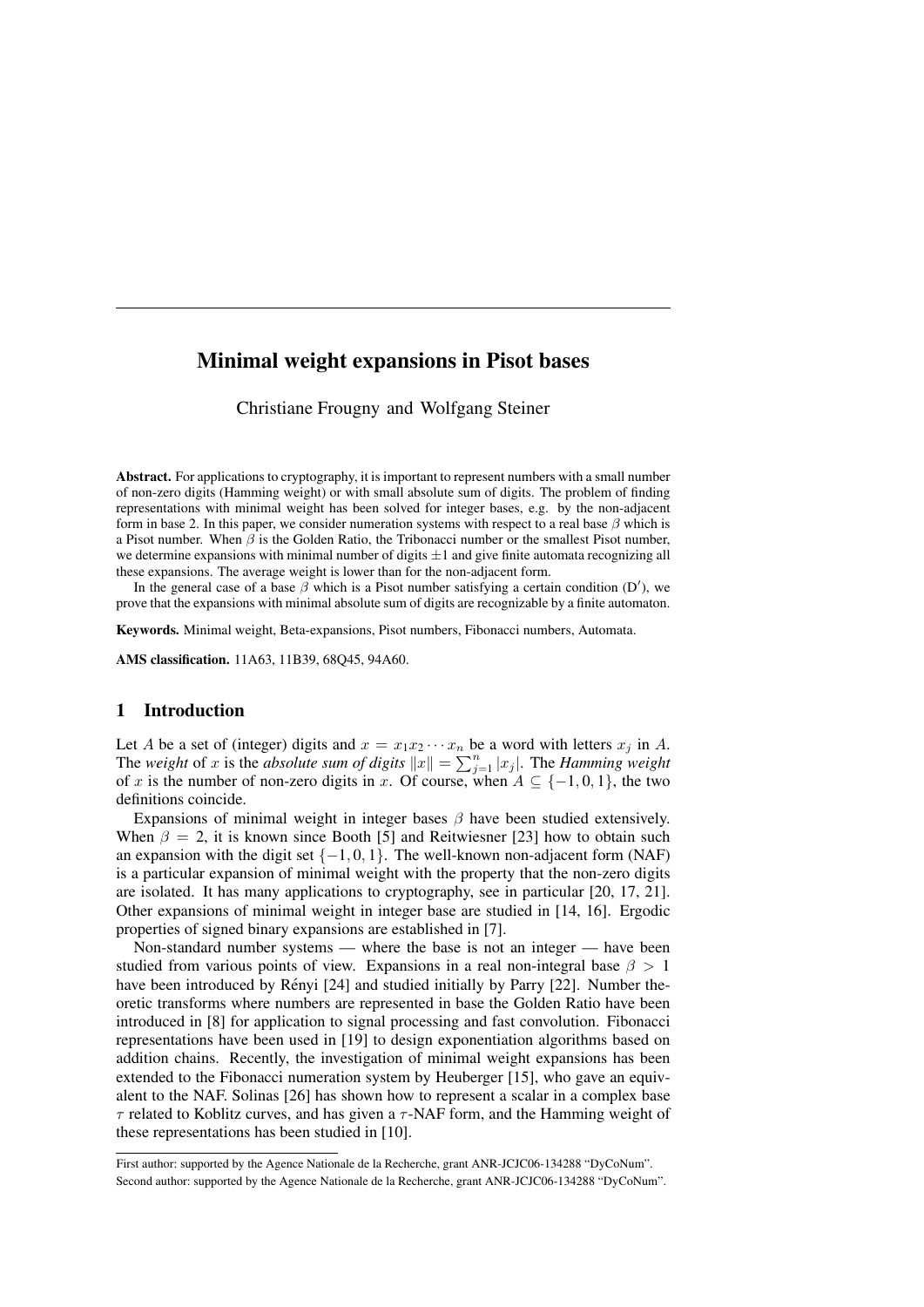# Minimal weight expansions in Pisot bases

Christiane Frougny and Wolfgang Steiner

**Abstract.** For applications to cryptography, it is important to represent numbers with a small number of non-zero digits (Hamming weight) or with small absolute sum of digits. The problem of finding representations with minimal weight has been solved for integer bases, e.g. by the non-adjacent form in base 2. In this paper, we consider numeration systems with respect to a real base $\beta$ which is a Pisot number. When $\beta$ is the Golden Ratio, the Tribonacci number or the smallest Pisot number, we determine expansions with minimal number of digits $\pm 1$ and give finite automata recognizing all these expansions. The average weight is lower than for the non-adjacent form.

In the general case of a base $\beta$ which is a Pisot number satisfying a certain condition (D′), we prove that the expansions with minimal absolute sum of digits are recognizable by a finite automaton.

**Keywords.** Minimal weight, Beta-expansions, Pisot numbers, Fibonacci numbers, Automata.

**AMS classification.** 11A63, 11B39, 68Q45, 94A60.

## 1 Introduction

Let $A$ be a set of (integer) digits and $x = x_1 x_2 \cdots x_n$ be a word with letters $x_j$ in $A$. The *weight* of $x$ is the *absolute sum of digits* $\|x\| = \sum_{j=1}^{n} |x_j|$. The *Hamming weight* of $x$ is the number of non-zero digits in $x$. Of course, when $A \subseteq \{-1, 0, 1\}$, the two definitions coincide.

Expansions of minimal weight in integer bases $\beta$ have been studied extensively. When $\beta = 2$, it is known since Booth [5] and Reitwiesner [23] how to obtain such an expansion with the digit set $\{-1, 0, 1\}$. The well-known non-adjacent form (NAF) is a particular expansion of minimal weight with the property that the non-zero digits are isolated. It has many applications to cryptography, see in particular [20, 17, 21]. Other expansions of minimal weight in integer base are studied in [14, 16]. Ergodic properties of signed binary expansions are established in [7].

Non-standard number systems — where the base is not an integer — have been studied from various points of view. Expansions in a real non-integral base $\beta > 1$ have been introduced by Rényi [24] and studied initially by Parry [22]. Number theoretic transforms where numbers are represented in base the Golden Ratio have been introduced in [8] for application to signal processing and fast convolution. Fibonacci representations have been used in [19] to design exponentiation algorithms based on addition chains. Recently, the investigation of minimal weight expansions has been extended to the Fibonacci numeration system by Heuberger [15], who gave an equivalent to the NAF. Solinas [26] has shown how to represent a scalar in a complex base $\tau$ related to Koblitz curves, and has given a $\tau$-NAF form, and the Hamming weight of these representations has been studied in [10].

First author: supported by the Agence Nationale de la Recherche, grant ANR-JCJC06-134288 "DyCoNum".
Second author: supported by the Agence Nationale de la Recherche, grant ANR-JCJC06-134288 "DyCoNum".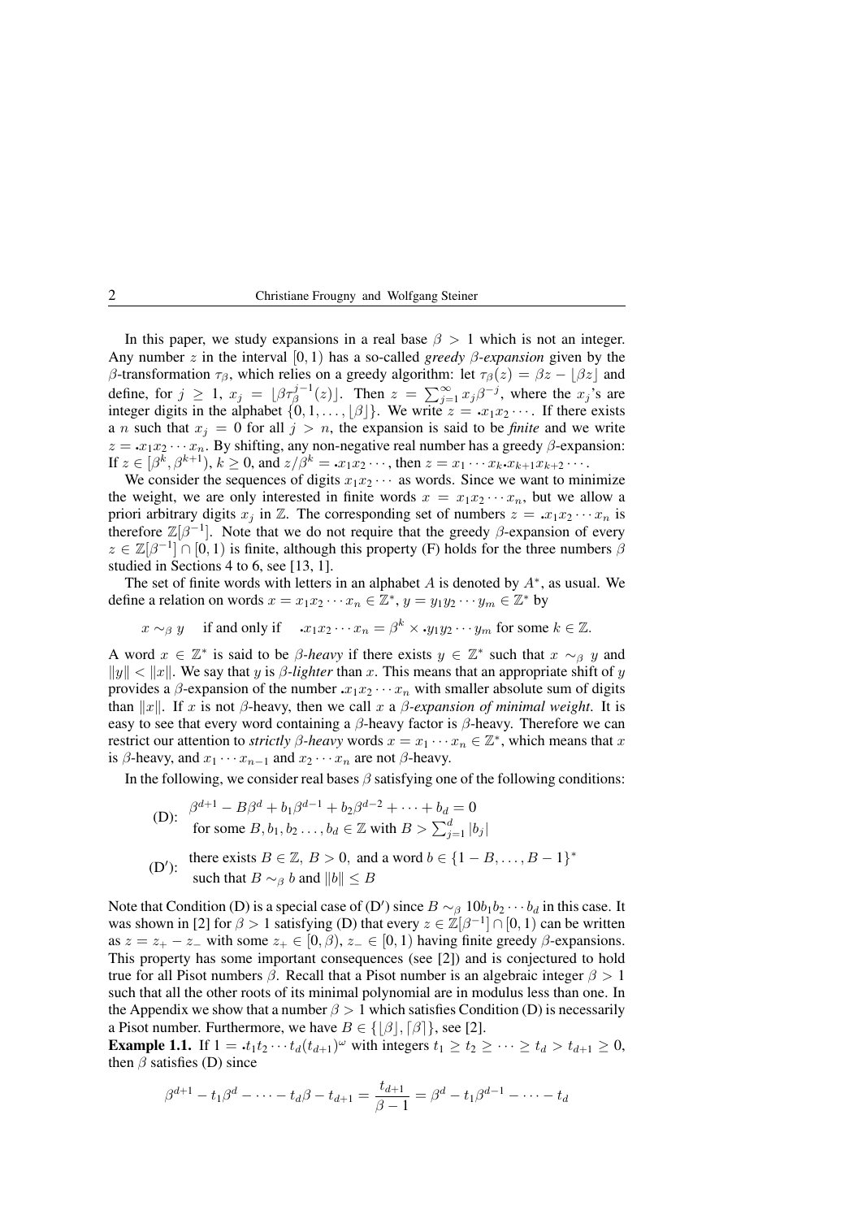In this paper, we study expansions in a real base $\beta > 1$ which is not an integer. Any number $z$ in the interval $[0,1)$ has a so-called *greedy $\beta$-expansion* given by the $\beta$-transformation $\tau_\beta$, which relies on a greedy algorithm: let $\tau_\beta(z) = \beta z - \lfloor \beta z \rfloor$ and define, for $j \geq 1$, $x_j = \lfloor \beta \tau_\beta^{j-1}(z) \rfloor$. Then $z = \sum_{j=1}^{\infty} x_j \beta^{-j}$, where the $x_j$'s are integer digits in the alphabet $\{0, 1, \ldots, \lfloor \beta \rfloor\}$. We write $z = {\scriptstyle\bullet} x_1 x_2 \cdots$. If there exists a $n$ such that $x_j = 0$ for all $j > n$, the expansion is said to be *finite* and we write $z = {\scriptstyle\bullet} x_1 x_2 \cdots x_n$. By shifting, any non-negative real number has a greedy $\beta$-expansion: If $z \in [\beta^k, \beta^{k+1})$, $k \geq 0$, and $z/\beta^k = {\scriptstyle\bullet} x_1 x_2 \cdots$, then $z = x_1 \cdots x_k {\scriptstyle\bullet} x_{k+1} x_{k+2} \cdots$.

We consider the sequences of digits $x_1 x_2 \cdots$ as words. Since we want to minimize the weight, we are only interested in finite words $x = x_1 x_2 \cdots x_n$, but we allow a priori arbitrary digits $x_j$ in $\mathbb{Z}$. The corresponding set of numbers $z = {\scriptstyle\bullet} x_1 x_2 \cdots x_n$ is therefore $\mathbb{Z}[\beta^{-1}]$. Note that we do not require that the greedy $\beta$-expansion of every $z \in \mathbb{Z}[\beta^{-1}] \cap [0,1)$ is finite, although this property (F) holds for the three numbers $\beta$ studied in Sections 4 to 6, see [13, 1].

The set of finite words with letters in an alphabet $A$ is denoted by $A^*$, as usual. We define a relation on words $x = x_1 x_2 \cdots x_n \in \mathbb{Z}^*$, $y = y_1 y_2 \cdots y_m \in \mathbb{Z}^*$ by

$$x \sim_\beta y \quad \text{if and only if} \quad {\scriptstyle\bullet} x_1 x_2 \cdots x_n = \beta^k \times {\scriptstyle\bullet} y_1 y_2 \cdots y_m \text{ for some } k \in \mathbb{Z}.$$

A word $x \in \mathbb{Z}^*$ is said to be *$\beta$-heavy* if there exists $y \in \mathbb{Z}^*$ such that $x \sim_\beta y$ and $\|y\| < \|x\|$. We say that $y$ is *$\beta$-lighter* than $x$. This means that an appropriate shift of $y$ provides a $\beta$-expansion of the number ${\scriptstyle\bullet} x_1 x_2 \cdots x_n$ with smaller absolute sum of digits than $\|x\|$. If $x$ is not $\beta$-heavy, then we call $x$ a *$\beta$-expansion of minimal weight*. It is easy to see that every word containing a $\beta$-heavy factor is $\beta$-heavy. Therefore we can restrict our attention to *strictly $\beta$-heavy* words $x = x_1 \cdots x_n \in \mathbb{Z}^*$, which means that $x$ is $\beta$-heavy, and $x_1 \cdots x_{n-1}$ and $x_2 \cdots x_n$ are not $\beta$-heavy.

In the following, we consider real bases $\beta$ satisfying one of the following conditions:

(D): $\beta^{d+1} - B\beta^d + b_1 \beta^{d-1} + b_2 \beta^{d-2} + \cdots + b_d = 0$
for some $B, b_1, b_2 \ldots, b_d \in \mathbb{Z}$ with $B > \sum_{j=1}^{d} |b_j|$

(D′): there exists $B \in \mathbb{Z}$, $B > 0$, and a word $b \in \{1-B, \ldots, B-1\}^*$
such that $B \sim_\beta b$ and $\|b\| \leq B$

Note that Condition (D) is a special case of (D′) since $B \sim_\beta 10 b_1 b_2 \cdots b_d$ in this case. It was shown in [2] for $\beta > 1$ satisfying (D) that every $z \in \mathbb{Z}[\beta^{-1}] \cap [0,1)$ can be written as $z = z_+ - z_-$ with some $z_+ \in [0, \beta)$, $z_- \in [0,1)$ having finite greedy $\beta$-expansions. This property has some important consequences (see [2]) and is conjectured to hold true for all Pisot numbers $\beta$. Recall that a Pisot number is an algebraic integer $\beta > 1$ such that all the other roots of its minimal polynomial are in modulus less than one. In the Appendix we show that a number $\beta > 1$ which satisfies Condition (D) is necessarily a Pisot number. Furthermore, we have $B \in \{\lfloor \beta \rfloor, \lceil \beta \rceil\}$, see [2].

**Example 1.1.** If $1 = {\scriptstyle\bullet} t_1 t_2 \cdots t_d (t_{d+1})^\omega$ with integers $t_1 \geq t_2 \geq \cdots \geq t_d > t_{d+1} \geq 0$, then $\beta$ satisfies (D) since

$$\beta^{d+1} - t_1 \beta^d - \cdots - t_d \beta - t_{d+1} = \frac{t_{d+1}}{\beta - 1} = \beta^d - t_1 \beta^{d-1} - \cdots - t_d$$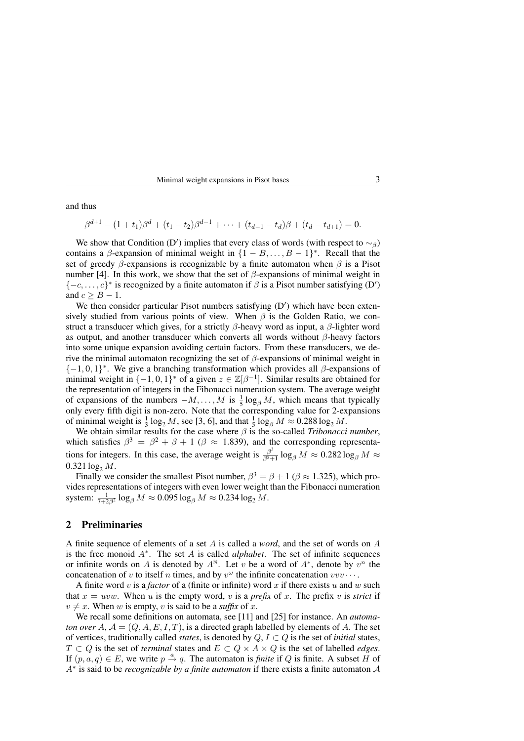and thus

$$\beta^{d+1} - (1+t_1)\beta^d + (t_1 - t_2)\beta^{d-1} + \cdots + (t_{d-1} - t_d)\beta + (t_d - t_{d+1}) = 0.$$

We show that Condition (D′) implies that every class of words (with respect to $\sim_\beta$) contains a $\beta$-expansion of minimal weight in $\{1-B, \ldots, B-1\}^*$. Recall that the set of greedy $\beta$-expansions is recognizable by a finite automaton when $\beta$ is a Pisot number [4]. In this work, we show that the set of $\beta$-expansions of minimal weight in $\{-c, \ldots, c\}^*$ is recognized by a finite automaton if $\beta$ is a Pisot number satisfying (D′) and $c \geq B-1$.

We then consider particular Pisot numbers satisfying (D′) which have been extensively studied from various points of view. When $\beta$ is the Golden Ratio, we construct a transducer which gives, for a strictly $\beta$-heavy word as input, a $\beta$-lighter word as output, and another transducer which converts all words without $\beta$-heavy factors into some unique expansion avoiding certain factors. From these transducers, we derive the minimal automaton recognizing the set of $\beta$-expansions of minimal weight in $\{-1, 0, 1\}^*$. We give a branching transformation which provides all $\beta$-expansions of minimal weight in $\{-1, 0, 1\}^*$ of a given $z \in \mathbb{Z}[\beta^{-1}]$. Similar results are obtained for the representation of integers in the Fibonacci numeration system. The average weight of expansions of the numbers $-M, \ldots, M$ is $\frac{1}{5}\log_\beta M$, which means that typically only every fifth digit is non-zero. Note that the corresponding value for 2-expansions of minimal weight is $\frac{1}{3}\log_2 M$, see [3, 6], and that $\frac{1}{5}\log_\beta M \approx 0.288 \log_2 M$.

We obtain similar results for the case where $\beta$ is the so-called *Tribonacci number*, which satisfies $\beta^3 = \beta^2 + \beta + 1$ ($\beta \approx 1.839$), and the corresponding representations for integers. In this case, the average weight is $\frac{\beta^3}{\beta^5+1}\log_\beta M \approx 0.282 \log_\beta M \approx 0.321 \log_2 M$.

Finally we consider the smallest Pisot number, $\beta^3 = \beta + 1$ ($\beta \approx 1.325$), which provides representations of integers with even lower weight than the Fibonacci numeration system: $\frac{1}{7+2\beta^2}\log_\beta M \approx 0.095 \log_\beta M \approx 0.234 \log_2 M$.

## 2 Preliminaries

A finite sequence of elements of a set $A$ is called a *word*, and the set of words on $A$ is the free monoid $A^*$. The set $A$ is called *alphabet*. The set of infinite sequences or infinite words on $A$ is denoted by $A^{\mathbb{N}}$. Let $v$ be a word of $A^*$, denote by $v^n$ the concatenation of $v$ to itself $n$ times, and by $v^\omega$ the infinite concatenation $vvv\cdots$.

A finite word $v$ is a *factor* of a (finite or infinite) word $x$ if there exists $u$ and $w$ such that $x = uvw$. When $u$ is the empty word, $v$ is a *prefix* of $x$. The prefix $v$ is *strict* if $v \neq x$. When $w$ is empty, $v$ is said to be a *suffix* of $x$.

We recall some definitions on automata, see [11] and [25] for instance. An *automaton over* $A$, $\mathcal{A} = (Q, A, E, I, T)$, is a directed graph labelled by elements of $A$. The set of vertices, traditionally called *states*, is denoted by $Q$, $I \subset Q$ is the set of *initial* states, $T \subset Q$ is the set of *terminal* states and $E \subset Q \times A \times Q$ is the set of labelled *edges*. If $(p, a, q) \in E$, we write $p \xrightarrow{a} q$. The automaton is *finite* if $Q$ is finite. A subset $H$ of $A^*$ is said to be *recognizable by a finite automaton* if there exists a finite automaton $\mathcal{A}$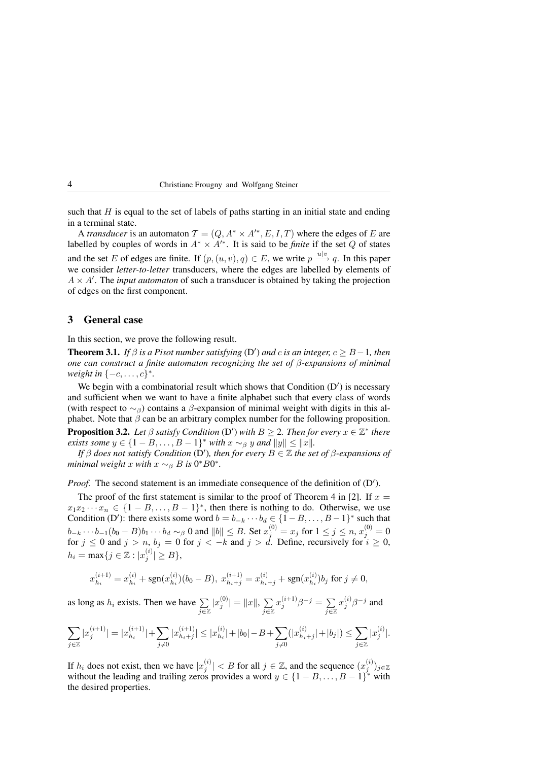such that $H$ is equal to the set of labels of paths starting in an initial state and ending in a terminal state.

A *transducer* is an automaton $\mathcal{T} = (Q, A^* \times A'^*, E, I, T)$ where the edges of $E$ are labelled by couples of words in $A^* \times A'^*$. It is said to be *finite* if the set $Q$ of states and the set $E$ of edges are finite. If $(p, (u, v), q) \in E$, we write $p \xrightarrow{u|v} q$. In this paper we consider *letter-to-letter* transducers, where the edges are labelled by elements of $A \times A'$. The *input automaton* of such a transducer is obtained by taking the projection of edges on the first component.

## 3 General case

In this section, we prove the following result.

**Theorem 3.1.** *If $\beta$ is a Pisot number satisfying* (D$'$) *and $c$ is an integer, $c \geq B-1$, then one can construct a finite automaton recognizing the set of $\beta$-expansions of minimal weight in $\{-c, \ldots, c\}^*$.*

We begin with a combinatorial result which shows that Condition (D$'$) is necessary and sufficient when we want to have a finite alphabet such that every class of words (with respect to $\sim_\beta$) contains a $\beta$-expansion of minimal weight with digits in this alphabet. Note that $\beta$ can be an arbitrary complex number for the following proposition.

**Proposition 3.2.** *Let $\beta$ satisfy Condition* (D$'$) *with $B \geq 2$. Then for every $x \in \mathbb{Z}^*$ there exists some $y \in \{1-B, \ldots, B-1\}^*$ with $x \sim_\beta y$ and $\|y\| \leq \|x\|$.*

*If $\beta$ does not satisfy Condition* (D$'$)*, then for every $B \in \mathbb{Z}$ the set of $\beta$-expansions of minimal weight $x$ with $x \sim_\beta B$ is $0^*B0^*$.*

*Proof.* The second statement is an immediate consequence of the definition of (D$'$).

The proof of the first statement is similar to the proof of Theorem 4 in [2]. If $x = x_1 x_2 \cdots x_n \in \{1-B, \ldots, B-1\}^*$, then there is nothing to do. Otherwise, we use Condition (D$'$): there exists some word $b = b_{-k} \cdots b_d \in \{1-B, \ldots, B-1\}^*$ such that $b_{-k} \cdots b_{-1}(b_0 - B) b_1 \cdots b_d \sim_\beta 0$ and $\|b\| \leq B$. Set $x_j^{(0)} = x_j$ for $1 \leq j \leq n$, $x_j^{(0)} = 0$ for $j \leq 0$ and $j > n$, $b_j = 0$ for $j < -k$ and $j > d$. Define, recursively for $i \geq 0$, $h_i = \max\{j \in \mathbb{Z} : |x_j^{(i)}| \geq B\}$,

$$x_{h_i}^{(i+1)} = x_{h_i}^{(i)} + \operatorname{sgn}(x_{h_i}^{(i)})(b_0 - B),\ x_{h_i+j}^{(i+1)} = x_{h_i+j}^{(i)} + \operatorname{sgn}(x_{h_i}^{(i)}) b_j \text{ for } j \neq 0,$$

as long as $h_i$ exists. Then we have $\sum_{j \in \mathbb{Z}} |x_j^{(0)}| = \|x\|$, $\sum_{j \in \mathbb{Z}} x_j^{(i+1)} \beta^{-j} = \sum_{j \in \mathbb{Z}} x_j^{(i)} \beta^{-j}$ and

$$\sum_{j \in \mathbb{Z}} |x_j^{(i+1)}| = |x_{h_i}^{(i+1)}| + \sum_{j \neq 0} |x_{h_i+j}^{(i+1)}| \leq |x_{h_i}^{(i)}| + |b_0| - B + \sum_{j \neq 0} (|x_{h_i+j}^{(i)}| + |b_j|) \leq \sum_{j \in \mathbb{Z}} |x_j^{(i)}|.$$

If $h_i$ does not exist, then we have $|x_j^{(i)}| < B$ for all $j \in \mathbb{Z}$, and the sequence $(x_j^{(i)})_{j \in \mathbb{Z}}$ without the leading and trailing zeros provides a word $y \in \{1-B, \ldots, B-1\}^*$ with the desired properties.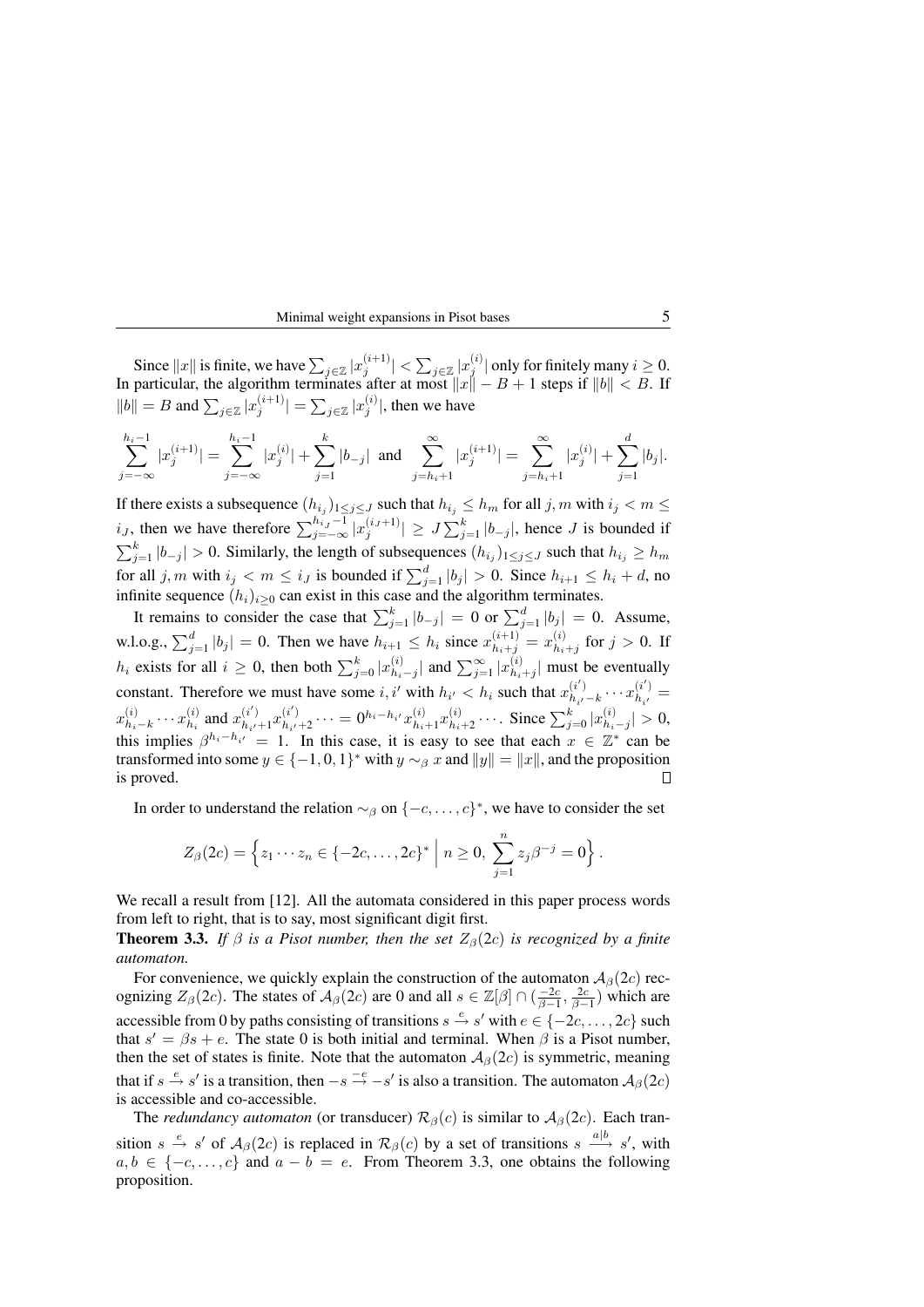Since $\|x\|$ is finite, we have $\sum_{j\in\mathbb{Z}} |x_j^{(i+1)}| < \sum_{j\in\mathbb{Z}} |x_j^{(i)}|$ only for finitely many $i \geq 0$. In particular, the algorithm terminates after at most $\|x\| - B + 1$ steps if $\|b\| < B$. If $\|b\| = B$ and $\sum_{j\in\mathbb{Z}} |x_j^{(i+1)}| = \sum_{j\in\mathbb{Z}} |x_j^{(i)}|$, then we have

$$\sum_{j=-\infty}^{h_i-1} |x_j^{(i+1)}| = \sum_{j=-\infty}^{h_i-1} |x_j^{(i)}| + \sum_{j=1}^{k} |b_{-j}| \text{ and } \sum_{j=h_i+1}^{\infty} |x_j^{(i+1)}| = \sum_{j=h_i+1}^{\infty} |x_j^{(i)}| + \sum_{j=1}^{d} |b_j|.$$

If there exists a subsequence $(h_{i_j})_{1\leq j\leq J}$ such that $h_{i_j} \leq h_m$ for all $j, m$ with $i_j < m \leq i_J$, then we have therefore $\sum_{j=-\infty}^{h_{i_J}-1} |x_j^{(i_J+1)}| \geq J \sum_{j=1}^{k} |b_{-j}|$, hence $J$ is bounded if $\sum_{j=1}^{k} |b_{-j}| > 0$. Similarly, the length of subsequences $(h_{i_j})_{1\leq j\leq J}$ such that $h_{i_j} \geq h_m$ for all $j, m$ with $i_j < m \leq i_J$ is bounded if $\sum_{j=1}^{d} |b_j| > 0$. Since $h_{i+1} \leq h_i + d$, no infinite sequence $(h_i)_{i\geq 0}$ can exist in this case and the algorithm terminates.

It remains to consider the case that $\sum_{j=1}^{k} |b_{-j}| = 0$ or $\sum_{j=1}^{d} |b_j| = 0$. Assume, w.l.o.g., $\sum_{j=1}^{d} |b_j| = 0$. Then we have $h_{i+1} \leq h_i$ since $x_{h_i+j}^{(i+1)} = x_{h_i+j}^{(i)}$ for $j > 0$. If $h_i$ exists for all $i \geq 0$, then both $\sum_{j=0}^{k} |x_{h_i-j}^{(i)}|$ and $\sum_{j=1}^{\infty} |x_{h_i+j}^{(i)}|$ must be eventually constant. Therefore we must have some $i, i'$ with $h_{i'} < h_i$ such that $x_{h_{i'}-k}^{(i')} \cdots x_{h_{i'}}^{(i')} = x_{h_i-k}^{(i)} \cdots x_{h_i}^{(i)}$ and $x_{h_{i'}+1}^{(i')} x_{h_{i'}+2}^{(i')} \cdots = 0^{h_i-h_{i'}} x_{h_i+1}^{(i)} x_{h_i+2}^{(i)} \cdots$. Since $\sum_{j=0}^{k} |x_{h_i-j}^{(i)}| > 0$, this implies $\beta^{h_i-h_{i'}} = 1$. In this case, it is easy to see that each $x \in \mathbb{Z}^*$ can be transformed into some $y \in \{-1, 0, 1\}^*$ with $y \sim_\beta x$ and $\|y\| = \|x\|$, and the proposition is proved. $\square$

In order to understand the relation $\sim_\beta$ on $\{-c, \ldots, c\}^*$, we have to consider the set

$$Z_\beta(2c) = \Big\{ z_1 \cdots z_n \in \{-2c, \ldots, 2c\}^* \;\Big|\; n \geq 0,\ \sum_{j=1}^{n} z_j \beta^{-j} = 0 \Big\}.$$

We recall a result from [12]. All the automata considered in this paper process words from left to right, that is to say, most significant digit first.

**Theorem 3.3.** *If $\beta$ is a Pisot number, then the set $Z_\beta(2c)$ is recognized by a finite automaton.*

For convenience, we quickly explain the construction of the automaton $\mathcal{A}_\beta(2c)$ recognizing $Z_\beta(2c)$. The states of $\mathcal{A}_\beta(2c)$ are 0 and all $s \in \mathbb{Z}[\beta] \cap (\frac{-2c}{\beta-1}, \frac{2c}{\beta-1})$ which are accessible from 0 by paths consisting of transitions $s \xrightarrow{e} s'$ with $e \in \{-2c, \ldots, 2c\}$ such that $s' = \beta s + e$. The state 0 is both initial and terminal. When $\beta$ is a Pisot number, then the set of states is finite. Note that the automaton $\mathcal{A}_\beta(2c)$ is symmetric, meaning that if $s \xrightarrow{e} s'$ is a transition, then $-s \xrightarrow{-e} -s'$ is also a transition. The automaton $\mathcal{A}_\beta(2c)$ is accessible and co-accessible.

The *redundancy automaton* (or transducer) $\mathcal{R}_\beta(c)$ is similar to $\mathcal{A}_\beta(2c)$. Each transition $s \xrightarrow{e} s'$ of $\mathcal{A}_\beta(2c)$ is replaced in $\mathcal{R}_\beta(c)$ by a set of transitions $s \xrightarrow{a|b} s'$, with $a, b \in \{-c, \ldots, c\}$ and $a - b = e$. From Theorem 3.3, one obtains the following proposition.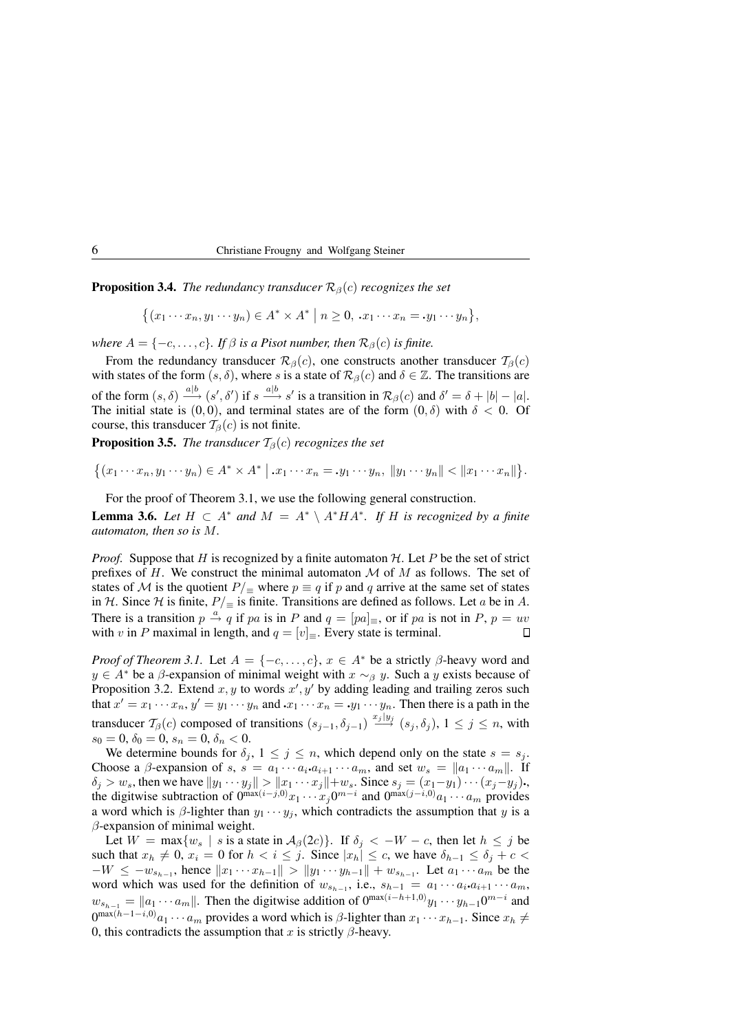**Proposition 3.4.** *The redundancy transducer $\mathcal{R}_\beta(c)$ recognizes the set*

$$\big\{(x_1\cdots x_n, y_1\cdots y_n) \in A^* \times A^* \bigm| n \ge 0,\ \raisebox{0.2ex}{.}x_1\cdots x_n = \raisebox{0.2ex}{.}y_1\cdots y_n\big\},$$

*where $A = \{-c,\dots,c\}$. If $\beta$ is a Pisot number, then $\mathcal{R}_\beta(c)$ is finite.*

From the redundancy transducer $\mathcal{R}_\beta(c)$, one constructs another transducer $\mathcal{T}_\beta(c)$ with states of the form $(s,\delta)$, where $s$ is a state of $\mathcal{R}_\beta(c)$ and $\delta \in \mathbb{Z}$. The transitions are of the form $(s,\delta) \xrightarrow{a|b} (s',\delta')$ if $s \xrightarrow{a|b} s'$ is a transition in $\mathcal{R}_\beta(c)$ and $\delta' = \delta + |b| - |a|$. The initial state is $(0,0)$, and terminal states are of the form $(0,\delta)$ with $\delta < 0$. Of course, this transducer $\mathcal{T}_\beta(c)$ is not finite.

**Proposition 3.5.** *The transducer $\mathcal{T}_\beta(c)$ recognizes the set*

$$\big\{(x_1\cdots x_n, y_1\cdots y_n) \in A^* \times A^* \bigm| \raisebox{0.2ex}{.}x_1\cdots x_n = \raisebox{0.2ex}{.}y_1\cdots y_n,\ \|y_1\cdots y_n\| < \|x_1\cdots x_n\|\big\}.$$

For the proof of Theorem 3.1, we use the following general construction.

**Lemma 3.6.** *Let $H \subset A^*$ and $M = A^* \setminus A^*HA^*$. If $H$ is recognized by a finite automaton, then so is $M$.*

*Proof.* Suppose that $H$ is recognized by a finite automaton $\mathcal{H}$. Let $P$ be the set of strict prefixes of $H$. We construct the minimal automaton $\mathcal{M}$ of $M$ as follows. The set of states of $\mathcal{M}$ is the quotient $P/_\equiv$ where $p \equiv q$ if $p$ and $q$ arrive at the same set of states in $\mathcal{H}$. Since $\mathcal{H}$ is finite, $P/_\equiv$ is finite. Transitions are defined as follows. Let $a$ be in $A$. There is a transition $p \xrightarrow{a} q$ if $pa$ is in $P$ and $q = [pa]_\equiv$, or if $pa$ is not in $P$, $p = uv$ with $v$ in $P$ maximal in length, and $q = [v]_\equiv$. Every state is terminal. $\square$

*Proof of Theorem 3.1.* Let $A = \{-c,\dots,c\}$, $x \in A^*$ be a strictly $\beta$-heavy word and $y \in A^*$ be a $\beta$-expansion of minimal weight with $x \sim_\beta y$. Such a $y$ exists because of Proposition 3.2. Extend $x, y$ to words $x', y'$ by adding leading and trailing zeros such that $x' = x_1\cdots x_n$, $y' = y_1\cdots y_n$ and $\raisebox{0.2ex}{.}x_1\cdots x_n = \raisebox{0.2ex}{.}y_1\cdots y_n$. Then there is a path in the transducer $\mathcal{T}_\beta(c)$ composed of transitions $(s_{j-1},\delta_{j-1}) \xrightarrow{x_j|y_j} (s_j,\delta_j)$, $1 \le j \le n$, with $s_0 = 0$, $\delta_0 = 0$, $s_n = 0$, $\delta_n < 0$.

We determine bounds for $\delta_j$, $1 \le j \le n$, which depend only on the state $s = s_j$. Choose a $\beta$-expansion of $s$, $s = a_1\cdots a_i\raisebox{0.2ex}{.}a_{i+1}\cdots a_m$, and set $w_s = \|a_1\cdots a_m\|$. If $\delta_j > w_s$, then we have $\|y_1\cdots y_j\| > \|x_1\cdots x_j\| + w_s$. Since $s_j = (x_1-y_1)\cdots(x_j-y_j)\raisebox{0.2ex}{.}$, the digitwise subtraction of $0^{\max(i-j,0)}x_1\cdots x_j0^{m-i}$ and $0^{\max(j-i,0)}a_1\cdots a_m$ provides a word which is $\beta$-lighter than $y_1\cdots y_j$, which contradicts the assumption that $y$ is a $\beta$-expansion of minimal weight.

Let $W = \max\{w_s \mid s \text{ is a state in } \mathcal{A}_\beta(2c)\}$. If $\delta_j < -W - c$, then let $h \le j$ be such that $x_h \ne 0$, $x_i = 0$ for $h < i \le j$. Since $|x_h| \le c$, we have $\delta_{h-1} \le \delta_j + c < -W \le -w_{s_{h-1}}$, hence $\|x_1\cdots x_{h-1}\| > \|y_1\cdots y_{h-1}\| + w_{s_{h-1}}$. Let $a_1\cdots a_m$ be the word which was used for the definition of $w_{s_{h-1}}$, i.e., $s_{h-1} = a_1\cdots a_i\raisebox{0.2ex}{.}a_{i+1}\cdots a_m$, $w_{s_{h-1}} = \|a_1\cdots a_m\|$. Then the digitwise addition of $0^{\max(i-h+1,0)}y_1\cdots y_{h-1}0^{m-i}$ and $0^{\max(h-1-i,0)}a_1\cdots a_m$ provides a word which is $\beta$-lighter than $x_1\cdots x_{h-1}$. Since $x_h \ne 0$, this contradicts the assumption that $x$ is strictly $\beta$-heavy.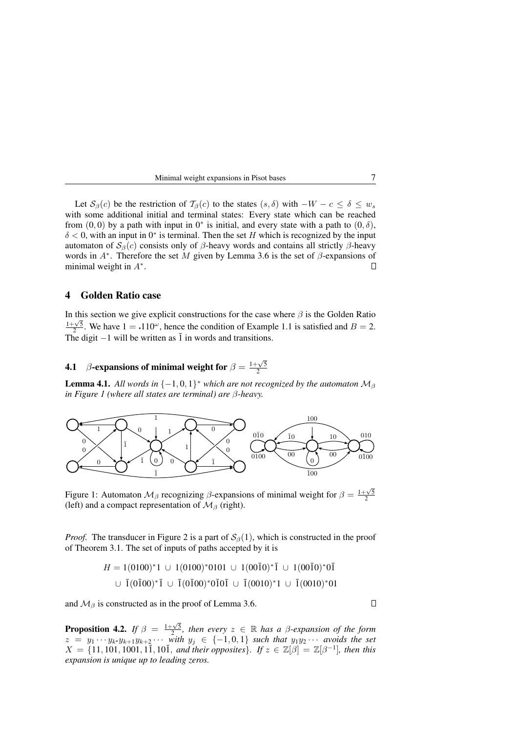Let $\mathcal{S}_\beta(c)$ be the restriction of $\mathcal{T}_\beta(c)$ to the states $(s, \delta)$ with $-W - c \le \delta \le w_s$ with some additional initial and terminal states: Every state which can be reached from $(0, 0)$ by a path with input in $0^*$ is initial, and every state with a path to $(0, \delta)$, $\delta < 0$, with an input in $0^*$ is terminal. Then the set $H$ which is recognized by the input automaton of $\mathcal{S}_\beta(c)$ consists only of $\beta$-heavy words and contains all strictly $\beta$-heavy words in $A^*$. Therefore the set $M$ given by Lemma 3.6 is the set of $\beta$-expansions of minimal weight in $A^*$. □

## 4 Golden Ratio case

In this section we give explicit constructions for the case where $\beta$ is the Golden Ratio $\frac{1+\sqrt{5}}{2}$. We have $1 = \bullet 110^\omega$, hence the condition of Example 1.1 is satisfied and $B = 2$. The digit $-1$ will be written as $\bar{1}$ in words and transitions.

### 4.1 $\beta$-expansions of minimal weight for $\beta = \frac{1+\sqrt{5}}{2}$

**Lemma 4.1.** *All words in $\{-1, 0, 1\}^*$ which are not recognized by the automaton $\mathcal{M}_\beta$ in Figure 1 (where all states are terminal) are $\beta$-heavy.*

Figure 1: Automaton $\mathcal{M}_\beta$ recognizing $\beta$-expansions of minimal weight for $\beta = \frac{1+\sqrt{5}}{2}$ (left) and a compact representation of $\mathcal{M}_\beta$ (right).

*Proof.* The transducer in Figure 2 is a part of $\mathcal{S}_\beta(1)$, which is constructed in the proof of Theorem 3.1. The set of inputs of paths accepted by it is

$$H = 1(0100)^*1 \,\cup\, 1(0100)^*0101 \,\cup\, 1(00\bar{1}0)^*\bar{1} \,\cup\, 1(00\bar{1}0)^*0\bar{1}$$
$$\cup\, \bar{1}(0\bar{1}00)^*\bar{1} \,\cup\, \bar{1}(0\bar{1}00)^*0\bar{1}0\bar{1} \,\cup\, \bar{1}(0010)^*1 \,\cup\, \bar{1}(0010)^*01$$

and $\mathcal{M}_\beta$ is constructed as in the proof of Lemma 3.6. □

**Proposition 4.2.** *If $\beta = \frac{1+\sqrt{5}}{2}$, then every $z \in \mathbb{R}$ has a $\beta$-expansion of the form $z = y_1 \cdots y_k \bullet y_{k+1} y_{k+2} \cdots$ with $y_j \in \{-1, 0, 1\}$ such that $y_1 y_2 \cdots$ avoids the set $X = \{11, 101, 1001, 1\bar{1}, 10\bar{1}$, and their opposites$\}$. If $z \in \mathbb{Z}[\beta] = \mathbb{Z}[\beta^{-1}]$, then this expansion is unique up to leading zeros.*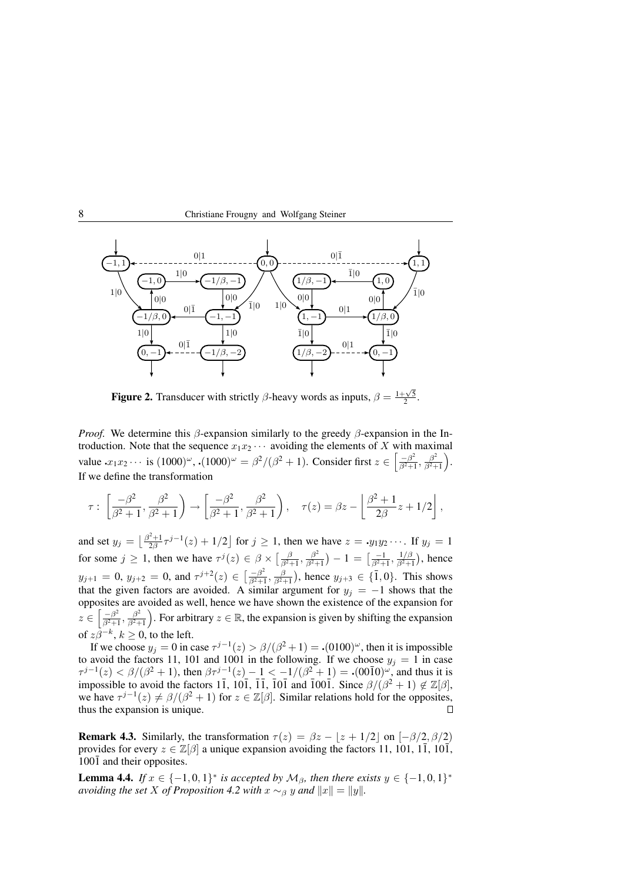**Figure 2.** Transducer with strictly $\beta$-heavy words as inputs, $\beta = \frac{1+\sqrt{5}}{2}$.

*Proof.* We determine this $\beta$-expansion similarly to the greedy $\beta$-expansion in the Introduction. Note that the sequence $x_1x_2\cdots$ avoiding the elements of $X$ with maximal value $\bullet x_1x_2\cdots$ is $(1000)^\omega$, $\bullet(1000)^\omega = \beta^2/(\beta^2+1)$. Consider first $z \in \left[\frac{-\beta^2}{\beta^2+1}, \frac{\beta^2}{\beta^2+1}\right)$. If we define the transformation

$$\tau : \left[\frac{-\beta^2}{\beta^2+1}, \frac{\beta^2}{\beta^2+1}\right) \to \left[\frac{-\beta^2}{\beta^2+1}, \frac{\beta^2}{\beta^2+1}\right), \quad \tau(z) = \beta z - \left\lfloor \frac{\beta^2+1}{2\beta} z + 1/2 \right\rfloor,$$

and set $y_j = \left\lfloor \frac{\beta^2+1}{2\beta}\tau^{j-1}(z) + 1/2 \right\rfloor$ for $j \geq 1$, then we have $z = \bullet y_1y_2\cdots$. If $y_j = 1$ for some $j \geq 1$, then we have $\tau^j(z) \in \beta \times \left[\frac{\beta}{\beta^2+1}, \frac{\beta^2}{\beta^2+1}\right) - 1 = \left[\frac{-1}{\beta^2+1}, \frac{1/\beta}{\beta^2+1}\right)$, hence $y_{j+1} = 0$, $y_{j+2} = 0$, and $\tau^{j+2}(z) \in \left[\frac{-\beta^2}{\beta^2+1}, \frac{\beta}{\beta^2+1}\right)$, hence $y_{j+3} \in \{\bar{1}, 0\}$. This shows that the given factors are avoided. A similar argument for $y_j = -1$ shows that the opposites are avoided as well, hence we have shown the existence of the expansion for $z \in \left[\frac{-\beta^2}{\beta^2+1}, \frac{\beta^2}{\beta^2+1}\right)$. For arbitrary $z \in \mathbb{R}$, the expansion is given by shifting the expansion of $z\beta^{-k}$, $k \geq 0$, to the left.

If we choose $y_j = 0$ in case $\tau^{j-1}(z) > \beta/(\beta^2+1) = \bullet(0100)^\omega$, then it is impossible to avoid the factors 11, 101 and 1001 in the following. If we choose $y_j = 1$ in case $\tau^{j-1}(z) < \beta/(\beta^2+1)$, then $\beta\tau^{j-1}(z) - 1 < -1/(\beta^2+1) = \bullet(00\bar{1}0)^\omega$, and thus it is impossible to avoid the factors $1\bar{1}$, $10\bar{1}$, $\bar{1}\bar{1}$, $\bar{1}0\bar{1}$ and $\bar{1}00\bar{1}$. Since $\beta/(\beta^2+1) \notin \mathbb{Z}[\beta]$, we have $\tau^{j-1}(z) \neq \beta/(\beta^2+1)$ for $z \in \mathbb{Z}[\beta]$. Similar relations hold for the opposites, thus the expansion is unique. $\square$

**Remark 4.3.** Similarly, the transformation $\tau(z) = \beta z - \lfloor z + 1/2 \rfloor$ on $[-\beta/2, \beta/2)$ provides for every $z \in \mathbb{Z}[\beta]$ a unique expansion avoiding the factors 11, 101, $1\bar{1}$, $10\bar{1}$, $100\bar{1}$ and their opposites.

**Lemma 4.4.** *If $x \in \{-1, 0, 1\}^*$ is accepted by $\mathcal{M}_\beta$, then there exists $y \in \{-1, 0, 1\}^*$ avoiding the set $X$ of Proposition 4.2 with $x \sim_\beta y$ and $\|x\| = \|y\|$.*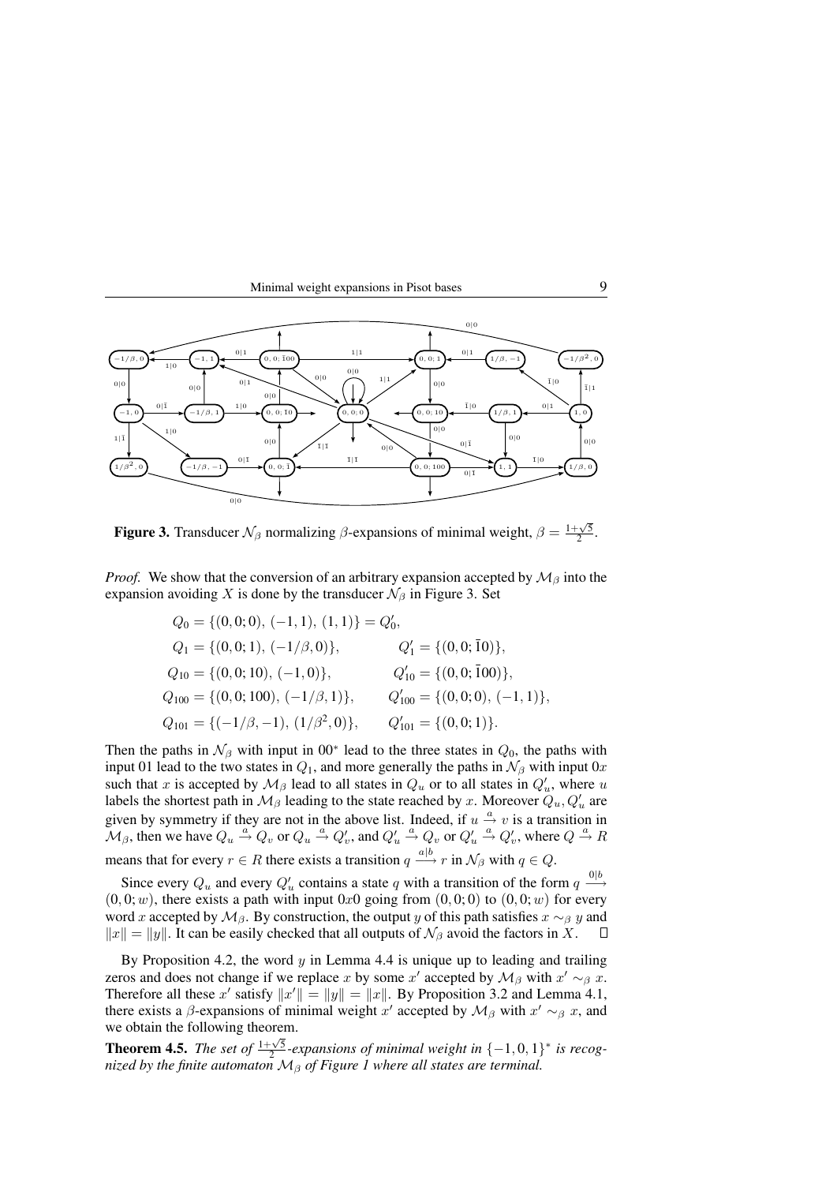**Figure 3.** Transducer $\mathcal{N}_\beta$ normalizing $\beta$-expansions of minimal weight, $\beta = \frac{1+\sqrt{5}}{2}$.

*Proof.* We show that the conversion of an arbitrary expansion accepted by $\mathcal{M}_\beta$ into the expansion avoiding $X$ is done by the transducer $\mathcal{N}_\beta$ in Figure 3. Set

$$
\begin{aligned}
Q_0 &= \{(0,0;0),\,(-1,1),\,(1,1)\} = Q'_0, \\
Q_1 &= \{(0,0;1),\,(-1/\beta,0)\}, & Q'_1 &= \{(0,0;\bar{1}0)\}, \\
Q_{10} &= \{(0,0;10),\,(-1,0)\}, & Q'_{10} &= \{(0,0;\bar{1}00)\}, \\
Q_{100} &= \{(0,0;100),\,(-1/\beta,1)\}, & Q'_{100} &= \{(0,0;0),\,(-1,1)\}, \\
Q_{101} &= \{(-1/\beta,-1),\,(1/\beta^2,0)\}, & Q'_{101} &= \{(0,0;1)\}.
\end{aligned}
$$

Then the paths in $\mathcal{N}_\beta$ with input in $00^*$ lead to the three states in $Q_0$, the paths with input 01 lead to the two states in $Q_1$, and more generally the paths in $\mathcal{N}_\beta$ with input $0x$ such that $x$ is accepted by $\mathcal{M}_\beta$ lead to all states in $Q_u$ or to all states in $Q'_u$, where $u$ labels the shortest path in $\mathcal{M}_\beta$ leading to the state reached by $x$. Moreover $Q_u, Q'_u$ are given by symmetry if they are not in the above list. Indeed, if $u \xrightarrow{a} v$ is a transition in $\mathcal{M}_\beta$, then we have $Q_u \xrightarrow{a} Q_v$ or $Q_u \xrightarrow{a} Q'_v$, and $Q'_u \xrightarrow{a} Q_v$ or $Q'_u \xrightarrow{a} Q'_v$, where $Q \xrightarrow{a} R$ means that for every $r \in R$ there exists a transition $q \xrightarrow{a|b} r$ in $\mathcal{N}_\beta$ with $q \in Q$.

Since every $Q_u$ and every $Q'_u$ contains a state $q$ with a transition of the form $q \xrightarrow{0|b} (0,0;w)$, there exists a path with input $0x0$ going from $(0,0;0)$ to $(0,0;w)$ for every word $x$ accepted by $\mathcal{M}_\beta$. By construction, the output $y$ of this path satisfies $x \sim_\beta y$ and $\|x\| = \|y\|$. It can be easily checked that all outputs of $\mathcal{N}_\beta$ avoid the factors in $X$. $\square$

By Proposition 4.2, the word $y$ in Lemma 4.4 is unique up to leading and trailing zeros and does not change if we replace $x$ by some $x'$ accepted by $\mathcal{M}_\beta$ with $x' \sim_\beta x$. Therefore all these $x'$ satisfy $\|x'\| = \|y\| = \|x\|$. By Proposition 3.2 and Lemma 4.1, there exists a $\beta$-expansions of minimal weight $x'$ accepted by $\mathcal{M}_\beta$ with $x' \sim_\beta x$, and we obtain the following theorem.

**Theorem 4.5.** *The set of $\frac{1+\sqrt{5}}{2}$-expansions of minimal weight in $\{-1,0,1\}^*$ is recognized by the finite automaton $\mathcal{M}_\beta$ of Figure 1 where all states are terminal.*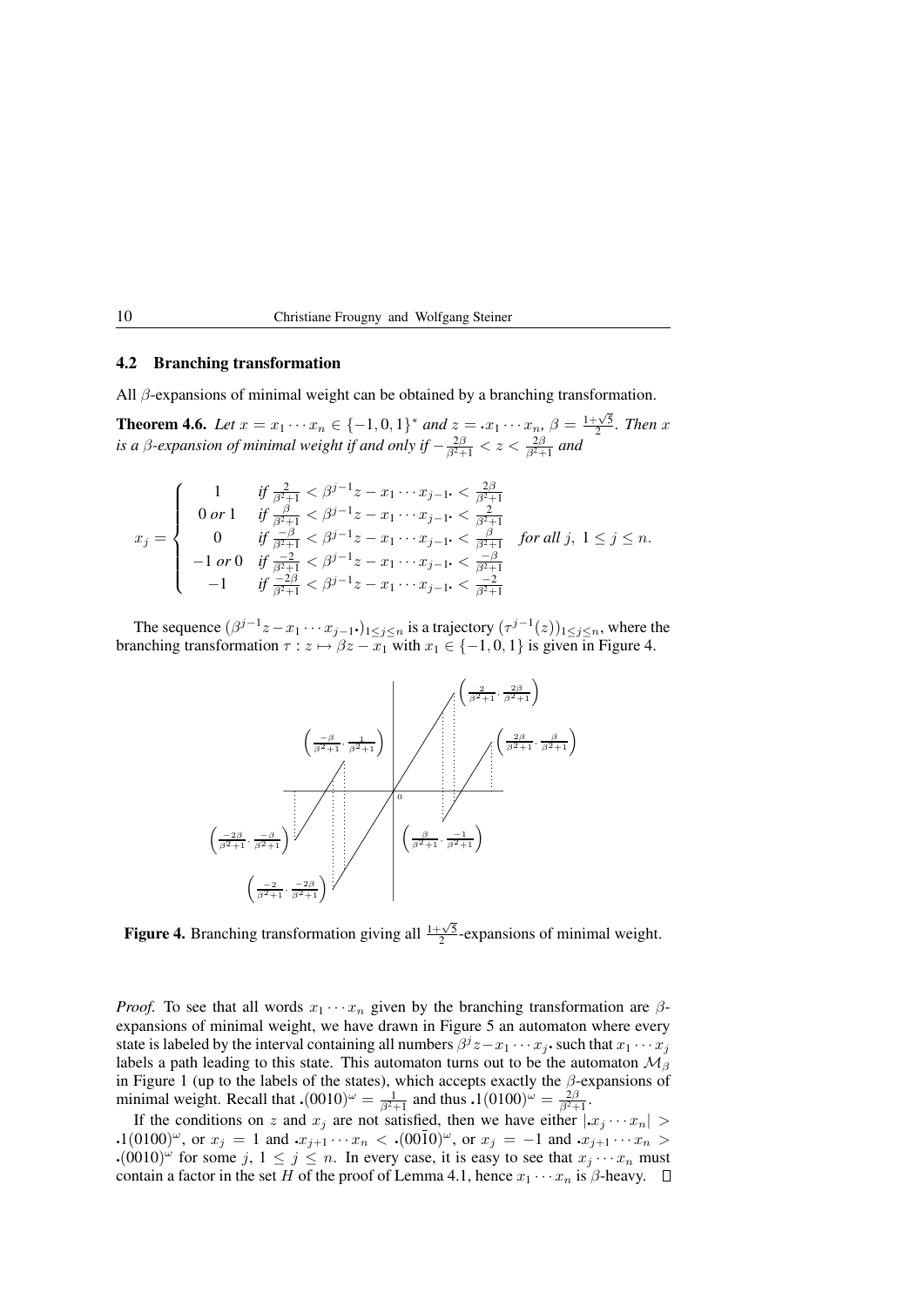### 4.2 Branching transformation

All $\beta$-expansions of minimal weight can be obtained by a branching transformation.

**Theorem 4.6.** *Let $x = x_1 \cdots x_n \in \{-1, 0, 1\}^*$ and $z = .x_1 \cdots x_n$, $\beta = \frac{1+\sqrt{5}}{2}$. Then $x$ is a $\beta$-expansion of minimal weight if and only if $-\frac{2\beta}{\beta^2+1} < z < \frac{2\beta}{\beta^2+1}$ and*

$$x_j = \begin{cases} 1 & \text{if } \frac{2}{\beta^2+1} < \beta^{j-1}z - x_1 \cdots x_{j-1}. < \frac{2\beta}{\beta^2+1} \\ 0 \text{ or } 1 & \text{if } \frac{\beta}{\beta^2+1} < \beta^{j-1}z - x_1 \cdots x_{j-1}. < \frac{2}{\beta^2+1} \\ 0 & \text{if } \frac{-\beta}{\beta^2+1} < \beta^{j-1}z - x_1 \cdots x_{j-1}. < \frac{\beta}{\beta^2+1} \\ -1 \text{ or } 0 & \text{if } \frac{-2}{\beta^2+1} < \beta^{j-1}z - x_1 \cdots x_{j-1}. < \frac{-\beta}{\beta^2+1} \\ -1 & \text{if } \frac{-2\beta}{\beta^2+1} < \beta^{j-1}z - x_1 \cdots x_{j-1}. < \frac{-2}{\beta^2+1} \end{cases} \quad \text{for all } j,\ 1 \le j \le n.$$

The sequence $(\beta^{j-1}z - x_1 \cdots x_{j-1}.)_{1 \le j \le n}$ is a trajectory $(\tau^{j-1}(z))_{1 \le j \le n}$, where the branching transformation $\tau : z \mapsto \beta z - x_1$ with $x_1 \in \{-1, 0, 1\}$ is given in Figure 4.

**Figure 4.** Branching transformation giving all $\frac{1+\sqrt{5}}{2}$-expansions of minimal weight.

*Proof.* To see that all words $x_1 \cdots x_n$ given by the branching transformation are $\beta$-expansions of minimal weight, we have drawn in Figure 5 an automaton where every state is labeled by the interval containing all numbers $\beta^j z - x_1 \cdots x_j.$ such that $x_1 \cdots x_j$ labels a path leading to this state. This automaton turns out to be the automaton $\mathcal{M}_\beta$ in Figure 1 (up to the labels of the states), which accepts exactly the $\beta$-expansions of minimal weight. Recall that $.(0010)^\omega = \frac{1}{\beta^2+1}$ and thus $.1(0100)^\omega = \frac{2\beta}{\beta^2+1}$.

If the conditions on $z$ and $x_j$ are not satisfied, then we have either $|.x_j \cdots x_n| > .1(0100)^\omega$, or $x_j = 1$ and $.x_{j+1} \cdots x_n < .(00\bar{1}0)^\omega$, or $x_j = -1$ and $.x_{j+1} \cdots x_n > .(0010)^\omega$ for some $j$, $1 \le j \le n$. In every case, it is easy to see that $x_j \cdots x_n$ must contain a factor in the set $H$ of the proof of Lemma 4.1, hence $x_1 \cdots x_n$ is $\beta$-heavy. $\square$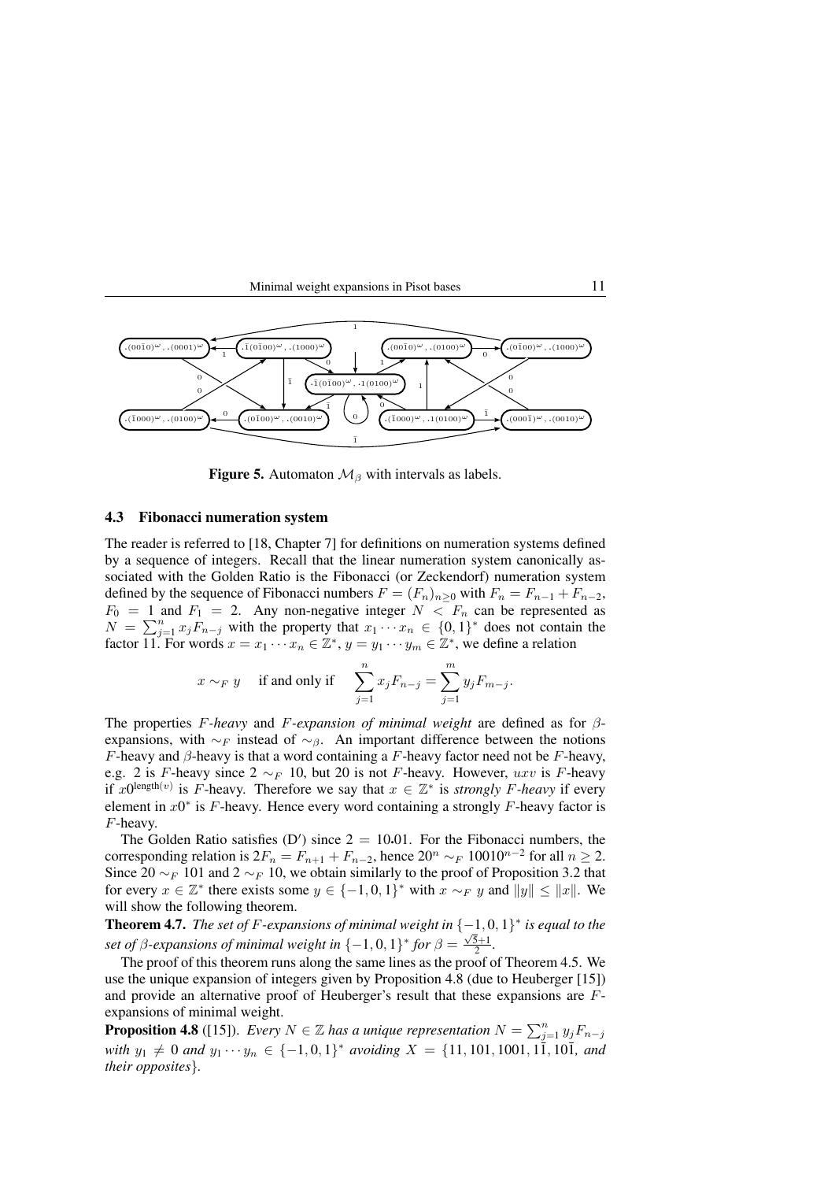**Figure 5.** Automaton $\mathcal{M}_\beta$ with intervals as labels.

### 4.3 Fibonacci numeration system

The reader is referred to [18, Chapter 7] for definitions on numeration systems defined by a sequence of integers. Recall that the linear numeration system canonically associated with the Golden Ratio is the Fibonacci (or Zeckendorf) numeration system defined by the sequence of Fibonacci numbers $F = (F_n)_{n\geq 0}$ with $F_n = F_{n-1} + F_{n-2}$, $F_0 = 1$ and $F_1 = 2$. Any non-negative integer $N < F_n$ can be represented as $N = \sum_{j=1}^{n} x_j F_{n-j}$ with the property that $x_1 \cdots x_n \in \{0,1\}^*$ does not contain the factor 11. For words $x = x_1 \cdots x_n \in \mathbb{Z}^*$, $y = y_1 \cdots y_m \in \mathbb{Z}^*$, we define a relation

$$x \sim_F y \quad \text{if and only if} \quad \sum_{j=1}^{n} x_j F_{n-j} = \sum_{j=1}^{m} y_j F_{m-j}.$$

The properties $F$*-heavy* and $F$*-expansion of minimal weight* are defined as for $\beta$-expansions, with $\sim_F$ instead of $\sim_\beta$. An important difference between the notions $F$-heavy and $\beta$-heavy is that a word containing a $F$-heavy factor need not be $F$-heavy, e.g. 2 is $F$-heavy since $2 \sim_F 10$, but 20 is not $F$-heavy. However, $uxv$ is $F$-heavy if $x0^{\mathrm{length}(v)}$ is $F$-heavy. Therefore we say that $x \in \mathbb{Z}^*$ is *strongly* $F$*-heavy* if every element in $x0^*$ is $F$-heavy. Hence every word containing a strongly $F$-heavy factor is $F$-heavy.

The Golden Ratio satisfies (D$'$) since $2 = 10{\scriptscriptstyle\bullet}01$. For the Fibonacci numbers, the corresponding relation is $2F_n = F_{n+1} + F_{n-2}$, hence $20^n \sim_F 10010^{n-2}$ for all $n \geq 2$. Since $20 \sim_F 101$ and $2 \sim_F 10$, we obtain similarly to the proof of Proposition 3.2 that for every $x \in \mathbb{Z}^*$ there exists some $y \in \{-1,0,1\}^*$ with $x \sim_F y$ and $\|y\| \leq \|x\|$. We will show the following theorem.

**Theorem 4.7.** *The set of $F$-expansions of minimal weight in $\{-1,0,1\}^*$ is equal to the set of $\beta$-expansions of minimal weight in $\{-1,0,1\}^*$ for $\beta = \frac{\sqrt{5}+1}{2}$.*

The proof of this theorem runs along the same lines as the proof of Theorem 4.5. We use the unique expansion of integers given by Proposition 4.8 (due to Heuberger [15]) and provide an alternative proof of Heuberger's result that these expansions are $F$-expansions of minimal weight.

**Proposition 4.8** ([15]). *Every $N \in \mathbb{Z}$ has a unique representation $N = \sum_{j=1}^{n} y_j F_{n-j}$ with $y_1 \neq 0$ and $y_1 \cdots y_n \in \{-1,0,1\}^*$ avoiding $X = \{11, 101, 1001, 1\bar{1}, 10\bar{1}$, and their opposites$\}$.*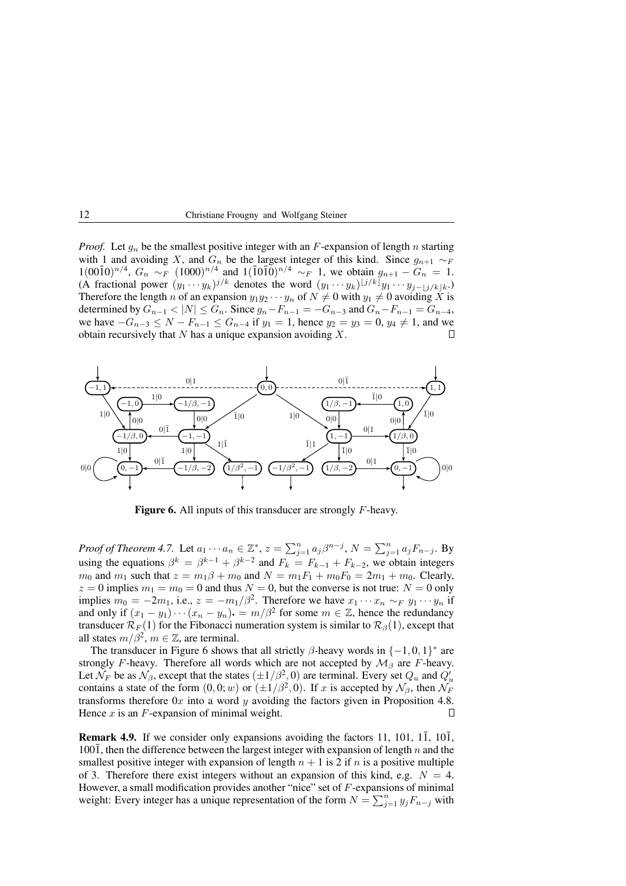*Proof.* Let $g_n$ be the smallest positive integer with an $F$-expansion of length $n$ starting with 1 and avoiding $X$, and $G_n$ be the largest integer of this kind. Since $g_{n+1} \sim_F 1(00\bar{1}0)^{n/4}$, $G_n \sim_F (1000)^{n/4}$ and $1(\bar{1}0\bar{1}0)^{n/4} \sim_F 1$, we obtain $g_{n+1} - G_n = 1$. (A fractional power $(y_1 \cdots y_k)^{j/k}$ denotes the word $(y_1 \cdots y_k)^{\lfloor j/k \rfloor} y_1 \cdots y_{j-\lfloor j/k \rfloor k}$.) Therefore the length $n$ of an expansion $y_1 y_2 \cdots y_n$ of $N \neq 0$ with $y_1 \neq 0$ avoiding $X$ is determined by $G_{n-1} < |N| \leq G_n$. Since $g_n - F_{n-1} = -G_{n-3}$ and $G_n - F_{n-1} = G_{n-4}$, we have $-G_{n-3} \leq N - F_{n-1} \leq G_{n-4}$ if $y_1 = 1$, hence $y_2 = y_3 = 0$, $y_4 \neq 1$, and we obtain recursively that $N$ has a unique expansion avoiding $X$. □

**Figure 6.** All inputs of this transducer are strongly $F$-heavy.

*Proof of Theorem 4.7.* Let $a_1 \cdots a_n \in \mathbb{Z}^*$, $z = \sum_{j=1}^n a_j \beta^{n-j}$, $N = \sum_{j=1}^n a_j F_{n-j}$. By using the equations $\beta^k = \beta^{k-1} + \beta^{k-2}$ and $F_k = F_{k-1} + F_{k-2}$, we obtain integers $m_0$ and $m_1$ such that $z = m_1 \beta + m_0$ and $N = m_1 F_1 + m_0 F_0 = 2m_1 + m_0$. Clearly, $z = 0$ implies $m_1 = m_0 = 0$ and thus $N = 0$, but the converse is not true: $N = 0$ only implies $m_0 = -2m_1$, i.e., $z = -m_1/\beta^2$. Therefore we have $x_1 \cdots x_n \sim_F y_1 \cdots y_n$ if and only if $(x_1 - y_1) \cdots (x_n - y_n)_{\bullet} = m/\beta^2$ for some $m \in \mathbb{Z}$, hence the redundancy transducer $\mathcal{R}_F(1)$ for the Fibonacci numeration system is similar to $\mathcal{R}_\beta(1)$, except that all states $m/\beta^2$, $m \in \mathbb{Z}$, are terminal.

The transducer in Figure 6 shows that all strictly $\beta$-heavy words in $\{-1, 0, 1\}^*$ are strongly $F$-heavy. Therefore all words which are not accepted by $\mathcal{M}_\beta$ are $F$-heavy. Let $\mathcal{N}_F$ be as $\mathcal{N}_\beta$, except that the states $(\pm 1/\beta^2, 0)$ are terminal. Every set $Q_u$ and $Q'_u$ contains a state of the form $(0, 0; w)$ or $(\pm 1/\beta^2, 0)$. If $x$ is accepted by $\mathcal{N}_\beta$, then $\mathcal{N}_F$ transforms therefore $0x$ into a word $y$ avoiding the factors given in Proposition 4.8. Hence $x$ is an $F$-expansion of minimal weight. □

**Remark 4.9.** If we consider only expansions avoiding the factors 11, 101, $1\bar{1}$, $10\bar{1}$, $100\bar{1}$, then the difference between the largest integer with expansion of length $n$ and the smallest positive integer with expansion of length $n + 1$ is 2 if $n$ is a positive multiple of 3. Therefore there exist integers without an expansion of this kind, e.g. $N = 4$. However, a small modification provides another "nice" set of $F$-expansions of minimal weight: Every integer has a unique representation of the form $N = \sum_{j=1}^n y_j F_{n-j}$ with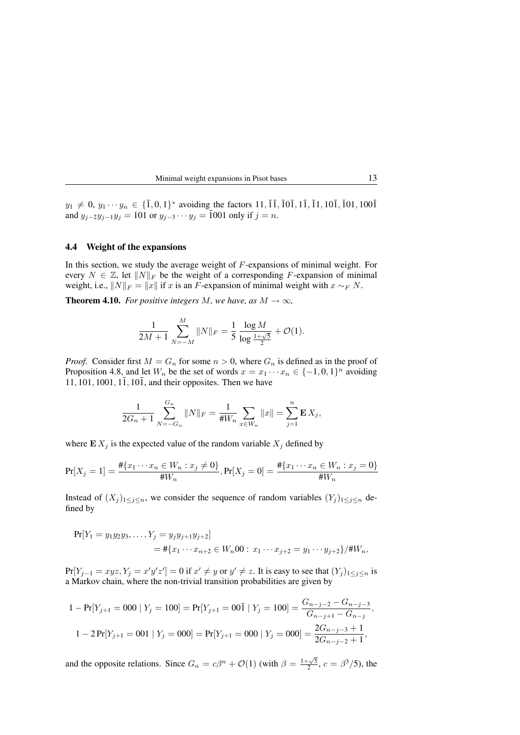$y_1 \neq 0$, $y_1 \cdots y_n \in \{\bar{1}, 0, 1\}^*$ avoiding the factors $11, \bar{1}\bar{1}, \bar{1}0\bar{1}, 1\bar{1}, \bar{1}1, 10\bar{1}, \bar{1}01, 100\bar{1}$ and $y_{j-2}y_{j-1}y_j = 101$ or $y_{j-3} \cdots y_j = \bar{1}001$ only if $j = n$.

### 4.4 Weight of the expansions

In this section, we study the average weight of $F$-expansions of minimal weight. For every $N \in \mathbb{Z}$, let $\|N\|_F$ be the weight of a corresponding $F$-expansion of minimal weight, i.e., $\|N\|_F = \|x\|$ if $x$ is an $F$-expansion of minimal weight with $x \sim_F N$.

**Theorem 4.10.** *For positive integers $M$, we have, as $M \to \infty$,*

$$\frac{1}{2M+1} \sum_{N=-M}^{M} \|N\|_F = \frac{1}{5} \frac{\log M}{\log \frac{1+\sqrt{5}}{2}} + \mathcal{O}(1).$$

*Proof.* Consider first $M = G_n$ for some $n > 0$, where $G_n$ is defined as in the proof of Proposition 4.8, and let $W_n$ be the set of words $x = x_1 \cdots x_n \in \{-1, 0, 1\}^n$ avoiding $11, 101, 1001, 1\bar{1}, 10\bar{1}$, and their opposites. Then we have

$$\frac{1}{2G_n+1} \sum_{N=-G_n}^{G_n} \|N\|_F = \frac{1}{\#W_n} \sum_{x \in W_n} \|x\| = \sum_{j=1}^{n} \mathbf{E}\, X_j,$$

where $\mathbf{E}\, X_j$ is the expected value of the random variable $X_j$ defined by

$$\Pr[X_j = 1] = \frac{\#\{x_1 \cdots x_n \in W_n : x_j \neq 0\}}{\#W_n}, \Pr[X_j = 0] = \frac{\#\{x_1 \cdots x_n \in W_n : x_j = 0\}}{\#W_n}$$

Instead of $(X_j)_{1 \le j \le n}$, we consider the sequence of random variables $(Y_j)_{1 \le j \le n}$ defined by

$$\begin{aligned}
\Pr[Y_1 = y_1y_2y_3, \ldots, Y_j = y_jy_{j+1}y_{j+2}]& \\
&= \#\{x_1 \cdots x_{n+2} \in W_n00 : x_1 \cdots x_{j+2} = y_1 \cdots y_{j+2}\}/\#W_n,
\end{aligned}$$

$\Pr[Y_{j-1} = xyz, Y_j = x'y'z'] = 0$ if $x' \neq y$ or $y' \neq z$. It is easy to see that $(Y_j)_{1 \le j \le n}$ is a Markov chain, where the non-trivial transition probabilities are given by

$$1 - \Pr[Y_{j+1} = 000 \mid Y_j = 100] = \Pr[Y_{j+1} = 00\bar{1} \mid Y_j = 100] = \frac{G_{n-j-2} - G_{n-j-3}}{G_{n-j+1} - G_{n-j}},$$

$$1 - 2\Pr[Y_{j+1} = 001 \mid Y_j = 000] = \Pr[Y_{j+1} = 000 \mid Y_j = 000] = \frac{2G_{n-j-3}+1}{2G_{n-j-2}+1},$$

and the opposite relations. Since $G_n = c\beta^n + \mathcal{O}(1)$ (with $\beta = \frac{1+\sqrt{5}}{2}$, $c = \beta^3/5$), the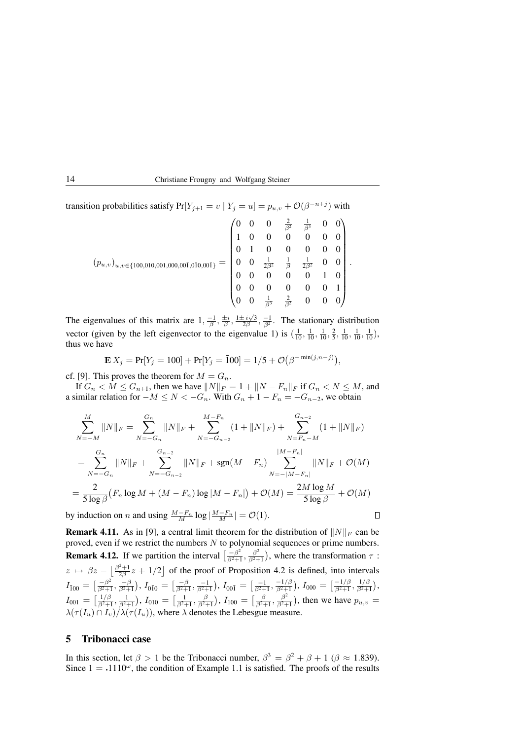transition probabilities satisfy $\Pr[Y_{j+1} = v \mid Y_j = u] = p_{u,v} + \mathcal{O}(\beta^{-n+j})$ with

$$(p_{u,v})_{u,v\in\{100,010,001,000,00\bar{1},0\bar{1}0,00\bar{1}\}} = \begin{pmatrix} 0 & 0 & 0 & \frac{2}{\beta^2} & \frac{1}{\beta^3} & 0 & 0 \\ 1 & 0 & 0 & 0 & 0 & 0 & 0 \\ 0 & 1 & 0 & 0 & 0 & 0 & 0 \\ 0 & 0 & \frac{1}{2\beta^2} & \frac{1}{\beta} & \frac{1}{2\beta^2} & 0 & 0 \\ 0 & 0 & 0 & 0 & 0 & 1 & 0 \\ 0 & 0 & 0 & 0 & 0 & 0 & 1 \\ 0 & 0 & \frac{1}{\beta^3} & \frac{2}{\beta^2} & 0 & 0 & 0 \end{pmatrix}.$$

The eigenvalues of this matrix are $1, \frac{-1}{\beta}, \frac{\pm i}{\beta}, \frac{1\pm i\sqrt{3}}{2\beta}, \frac{-1}{\beta^2}$. The stationary distribution vector (given by the left eigenvector to the eigenvalue 1) is $(\frac{1}{10}, \frac{1}{10}, \frac{1}{10}, \frac{2}{5}, \frac{1}{10}, \frac{1}{10}, \frac{1}{10})$, thus we have

$$\mathbf{E}\, X_j = \Pr[Y_j = 100] + \Pr[Y_j = \bar{1}00] = 1/5 + \mathcal{O}\big(\beta^{-\min(j,n-j)}\big),$$

cf. [9]. This proves the theorem for $M = G_n$.

If $G_n < M \le G_{n+1}$, then we have $\|N\|_F = 1 + \|N - F_n\|_F$ if $G_n < N \le M$, and a similar relation for $-M \le N < -G_n$. With $G_n + 1 - F_n = -G_{n-2}$, we obtain

$$\begin{aligned}
\sum_{N=-M}^{M} \|N\|_F &= \sum_{N=-G_n}^{G_n} \|N\|_F + \sum_{N=-G_{n-2}}^{M-F_n} (1 + \|N\|_F) + \sum_{N=F_n-M}^{G_{n-2}} (1 + \|N\|_F) \\
&= \sum_{N=-G_n}^{G_n} \|N\|_F + \sum_{N=-G_{n-2}}^{G_{n-2}} \|N\|_F + \operatorname{sgn}(M - F_n) \sum_{N=-|M-F_n|}^{|M-F_n|} \|N\|_F + \mathcal{O}(M) \\
&= \frac{2}{5\log\beta}\big(F_n \log M + (M - F_n)\log|M - F_n|\big) + \mathcal{O}(M) = \frac{2M\log M}{5\log\beta} + \mathcal{O}(M)
\end{aligned}$$

by induction on $n$ and using $\frac{M-F_n}{M}\log|\frac{M-F_n}{M}| = \mathcal{O}(1)$. □

**Remark 4.11.** As in [9], a central limit theorem for the distribution of $\|N\|_F$ can be proved, even if we restrict the numbers $N$ to polynomial sequences or prime numbers.

**Remark 4.12.** If we partition the interval $\big[\frac{-\beta^2}{\beta^2+1}, \frac{\beta^2}{\beta^2+1}\big)$, where the transformation $\tau : z \mapsto \beta z - \big\lfloor \frac{\beta^2+1}{2\beta} z + 1/2 \big\rfloor$ of the proof of Proposition 4.2 is defined, into intervals $I_{\bar{1}00} = \big[\frac{-\beta^2}{\beta^2+1}, \frac{-\beta}{\beta^2+1}\big)$, $I_{0\bar{1}0} = \big[\frac{-\beta}{\beta^2+1}, \frac{-1}{\beta^2+1}\big)$, $I_{00\bar{1}} = \big[\frac{-1}{\beta^2+1}, \frac{-1/\beta}{\beta^2+1}\big)$, $I_{000} = \big[\frac{-1/\beta}{\beta^2+1}, \frac{1/\beta}{\beta^2+1}\big)$, $I_{001} = \big[\frac{1/\beta}{\beta^2+1}, \frac{1}{\beta^2+1}\big)$, $I_{010} = \big[\frac{1}{\beta^2+1}, \frac{\beta}{\beta^2+1}\big)$, $I_{100} = \big[\frac{\beta}{\beta^2+1}, \frac{\beta^2}{\beta^2+1}\big)$, then we have $p_{u,v} = \lambda(\tau(I_u) \cap I_v)/\lambda(\tau(I_u))$, where $\lambda$ denotes the Lebesgue measure.

## 5 Tribonacci case

In this section, let $\beta > 1$ be the Tribonacci number, $\beta^3 = \beta^2 + \beta + 1$ ($\beta \approx 1.839$). Since $1 = .1110^\omega$, the condition of Example 1.1 is satisfied. The proofs of the results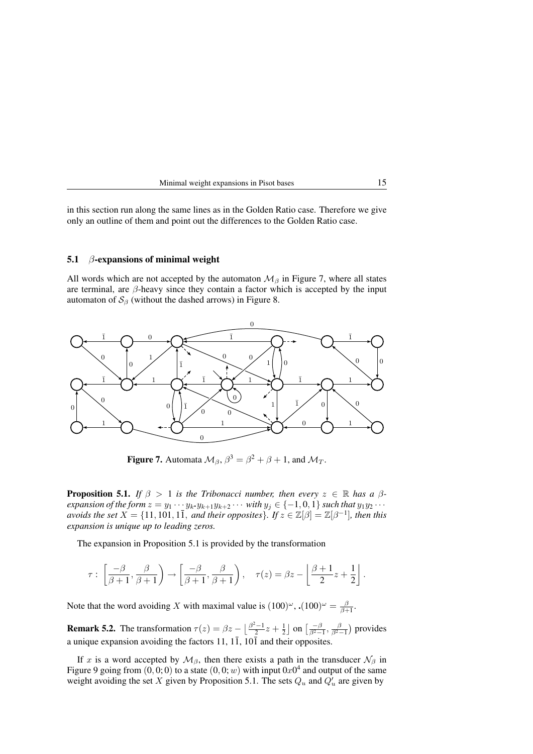in this section run along the same lines as in the Golden Ratio case. Therefore we give only an outline of them and point out the differences to the Golden Ratio case.

### 5.1 $\beta$-expansions of minimal weight

All words which are not accepted by the automaton $\mathcal{M}_\beta$ in Figure 7, where all states are terminal, are $\beta$-heavy since they contain a factor which is accepted by the input automaton of $\mathcal{S}_\beta$ (without the dashed arrows) in Figure 8.

**Figure 7.** Automata $\mathcal{M}_\beta$, $\beta^3 = \beta^2 + \beta + 1$, and $\mathcal{M}_T$.

**Proposition 5.1.** *If $\beta > 1$ is the Tribonacci number, then every $z \in \mathbb{R}$ has a $\beta$-expansion of the form $z = y_1 \cdots y_k . y_{k+1} y_{k+2} \cdots$ with $y_j \in \{-1, 0, 1\}$ such that $y_1 y_2 \cdots$ avoids the set $X = \{11, 101, 1\bar{1},$ and their opposites$\}$. If $z \in \mathbb{Z}[\beta] = \mathbb{Z}[\beta^{-1}]$, then this expansion is unique up to leading zeros.*

The expansion in Proposition 5.1 is provided by the transformation

$$\tau : \left[\frac{-\beta}{\beta+1}, \frac{\beta}{\beta+1}\right) \to \left[\frac{-\beta}{\beta+1}, \frac{\beta}{\beta+1}\right), \quad \tau(z) = \beta z - \left\lfloor \frac{\beta+1}{2} z + \frac{1}{2} \right\rfloor.$$

Note that the word avoiding $X$ with maximal value is $(100)^\omega$, $.(100)^\omega = \frac{\beta}{\beta+1}$.

**Remark 5.2.** The transformation $\tau(z) = \beta z - \left\lfloor \frac{\beta^2-1}{2} z + \frac{1}{2} \right\rfloor$ on $\left[\frac{-\beta}{\beta^2-1}, \frac{\beta}{\beta^2-1}\right)$ provides a unique expansion avoiding the factors $11$, $1\bar{1}$, $10\bar{1}$ and their opposites.

If $x$ is a word accepted by $\mathcal{M}_\beta$, then there exists a path in the transducer $\mathcal{N}_\beta$ in Figure 9 going from $(0, 0; 0)$ to a state $(0, 0; w)$ with input $0x0^4$ and output of the same weight avoiding the set $X$ given by Proposition 5.1. The sets $Q_u$ and $Q'_u$ are given by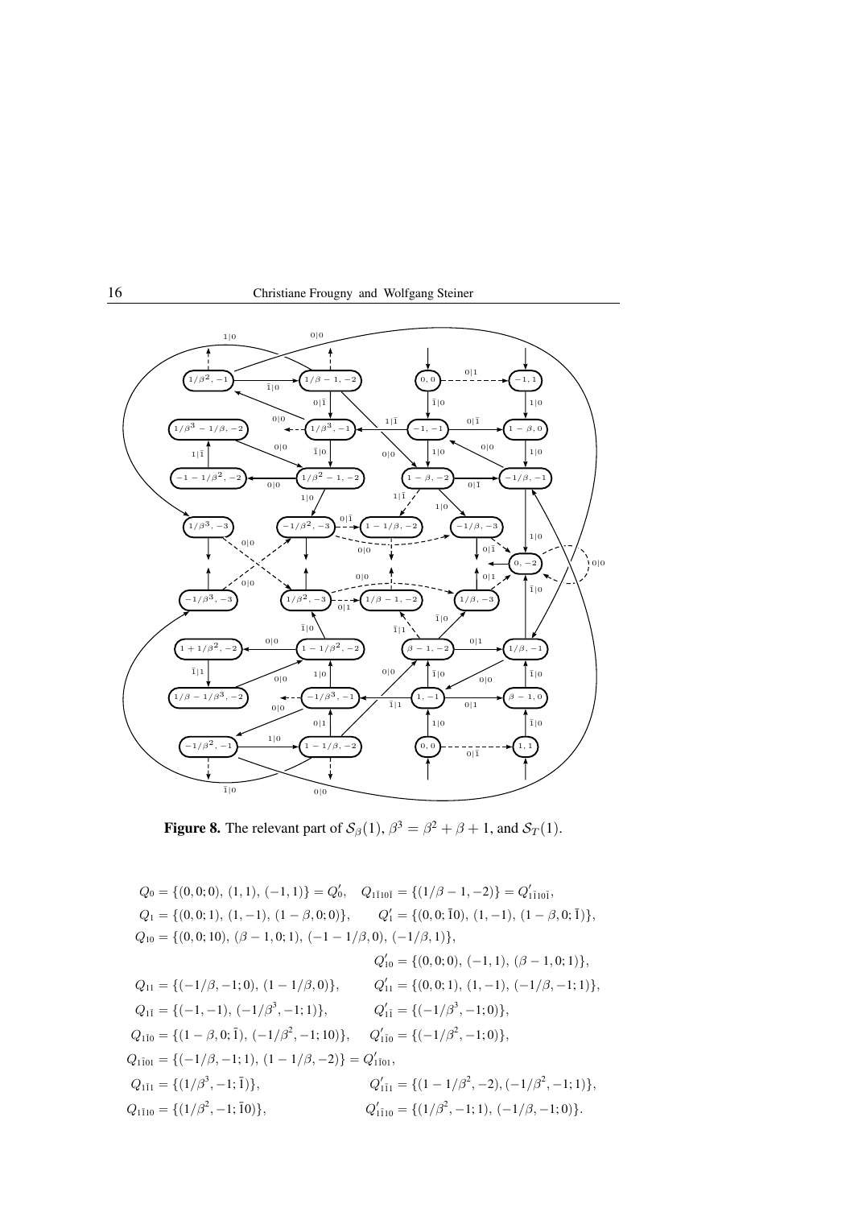**Figure 8.** The relevant part of $\mathcal{S}_\beta(1)$, $\beta^3 = \beta^2 + \beta + 1$, and $\mathcal{S}_T(1)$.

$$Q_0 = \{(0, 0; 0), (1, 1), (-1, 1)\} = Q'_0, \quad Q_{1\bar{1}10\bar{1}} = \{(1/\beta - 1, -2)\} = Q'_{1\bar{1}10\bar{1}},$$

$$Q_1 = \{(0, 0; 1), (1, -1), (1 - \beta, 0; 0)\}, \qquad Q'_1 = \{(0, 0; \bar{1}0), (1, -1), (1 - \beta, 0; \bar{1})\},$$

$$Q_{10} = \{(0, 0; 10), (\beta - 1, 0; 1), (-1 - 1/\beta, 0), (-1/\beta, 1)\},$$

$$Q'_{10} = \{(0, 0; 0), (-1, 1), (\beta - 1, 0; 1)\},$$

$$Q_{11} = \{(-1/\beta, -1; 0), (1 - 1/\beta, 0)\}, \qquad Q'_{11} = \{(0, 0; 1), (1, -1), (-1/\beta, -1; 1)\},$$

$$Q_{1\bar{1}} = \{(-1, -1), (-1/\beta^3, -1; 1)\}, \qquad Q'_{1\bar{1}} = \{(-1/\beta^3, -1; 0)\},$$

$$Q_{1\bar{1}0} = \{(1 - \beta, 0; \bar{1}), (-1/\beta^2, -1; 10)\}, \qquad Q'_{1\bar{1}0} = \{(-1/\beta^2, -1; 0)\},$$

$$Q_{1\bar{1}01} = \{(-1/\beta, -1; 1), (1 - 1/\beta, -2)\} = Q'_{1\bar{1}01},$$

$$Q_{1\bar{1}1} = \{(1/\beta^3, -1; \bar{1})\}, \qquad Q'_{1\bar{1}1} = \{(1 - 1/\beta^2, -2), (-1/\beta^2, -1; 1)\},$$

$$Q_{1\bar{1}10} = \{(1/\beta^2, -1; \bar{1}0)\}, \qquad Q'_{1\bar{1}10} = \{(1/\beta^2, -1; 1), (-1/\beta, -1; 0)\}.$$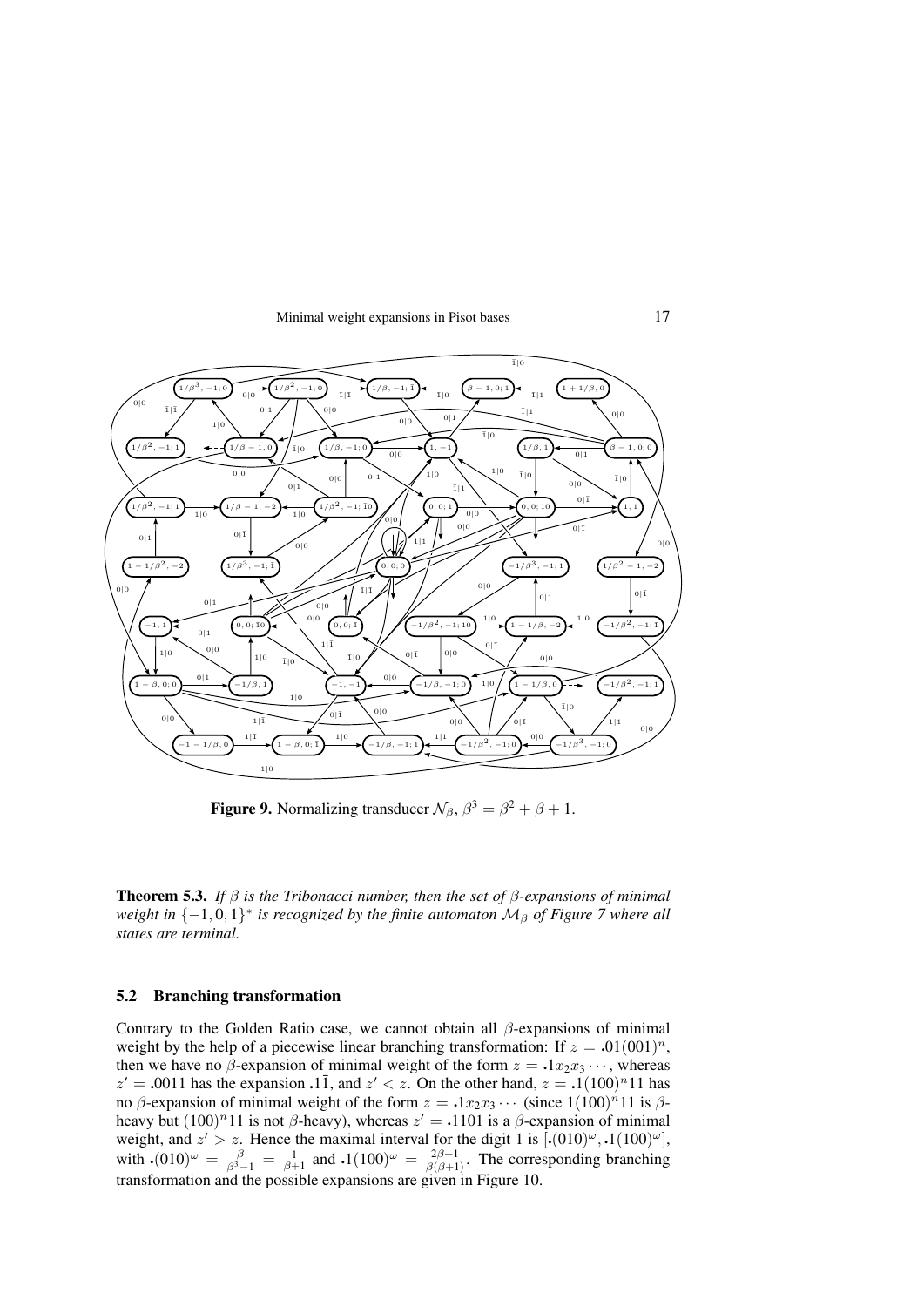**Figure 9.** Normalizing transducer $\mathcal{N}_\beta$, $\beta^3 = \beta^2 + \beta + 1$.

**Theorem 5.3.** *If $\beta$ is the Tribonacci number, then the set of $\beta$-expansions of minimal weight in $\{-1, 0, 1\}^*$ is recognized by the finite automaton $\mathcal{M}_\beta$ of Figure 7 where all states are terminal.*

### 5.2 Branching transformation

Contrary to the Golden Ratio case, we cannot obtain all $\beta$-expansions of minimal weight by the help of a piecewise linear branching transformation: If $z = .01(001)^n$, then we have no $\beta$-expansion of minimal weight of the form $z = .1x_2x_3\cdots$, whereas $z' = .0011$ has the expansion $.1\bar{1}$, and $z' < z$. On the other hand, $z = .1(100)^n 11$ has no $\beta$-expansion of minimal weight of the form $z = .1x_2x_3\cdots$ (since $1(100)^n 11$ is $\beta$-heavy but $(100)^n 11$ is not $\beta$-heavy), whereas $z' = .1101$ is a $\beta$-expansion of minimal weight, and $z' > z$. Hence the maximal interval for the digit 1 is $[.(010)^\omega, .1(100)^\omega]$, with $.(010)^\omega = \frac{\beta}{\beta^3-1} = \frac{1}{\beta+1}$ and $.1(100)^\omega = \frac{2\beta+1}{\beta(\beta+1)}$. The corresponding branching transformation and the possible expansions are given in Figure 10.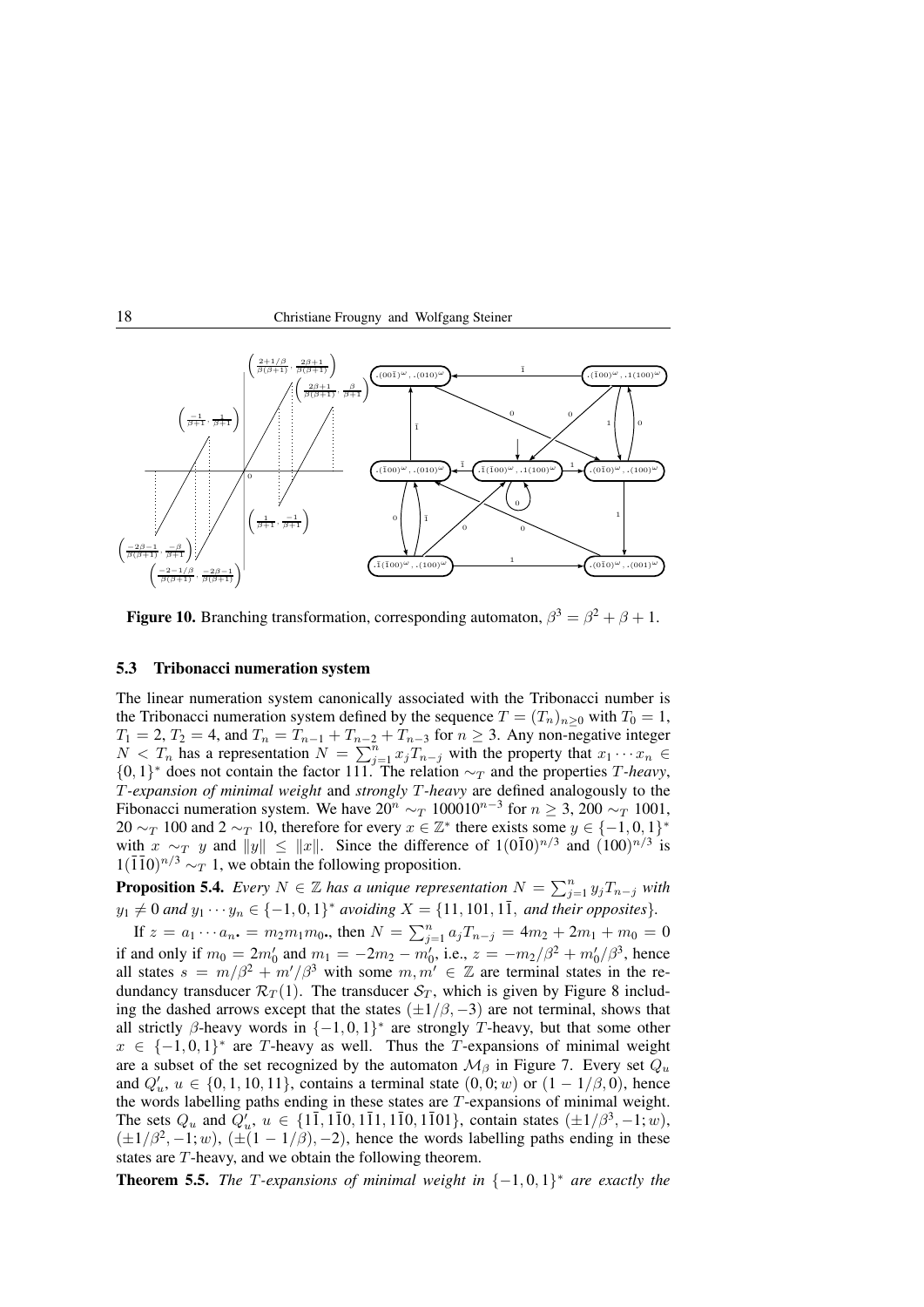**Figure 10.** Branching transformation, corresponding automaton, $\beta^3 = \beta^2 + \beta + 1$.

### 5.3 Tribonacci numeration system

The linear numeration system canonically associated with the Tribonacci number is the Tribonacci numeration system defined by the sequence $T = (T_n)_{n \geq 0}$ with $T_0 = 1$, $T_1 = 2$, $T_2 = 4$, and $T_n = T_{n-1} + T_{n-2} + T_{n-3}$ for $n \geq 3$. Any non-negative integer $N < T_n$ has a representation $N = \sum_{j=1}^{n} x_j T_{n-j}$ with the property that $x_1 \cdots x_n \in \{0,1\}^*$ does not contain the factor 111. The relation $\sim_T$ and the properties *T-heavy*, *T-expansion of minimal weight* and *strongly T-heavy* are defined analogously to the Fibonacci numeration system. We have $20^n \sim_T 100010^{n-3}$ for $n \geq 3$, $200 \sim_T 1001$, $20 \sim_T 100$ and $2 \sim_T 10$, therefore for every $x \in \mathbb{Z}^*$ there exists some $y \in \{-1,0,1\}^*$ with $x \sim_T y$ and $\|y\| \leq \|x\|$. Since the difference of $1(0\bar{1}0)^{n/3}$ and $(100)^{n/3}$ is $1(\bar{1}\bar{1}0)^{n/3} \sim_T 1$, we obtain the following proposition.

**Proposition 5.4.** *Every $N \in \mathbb{Z}$ has a unique representation $N = \sum_{j=1}^{n} y_j T_{n-j}$ with $y_1 \neq 0$ and $y_1 \cdots y_n \in \{-1,0,1\}^*$ avoiding $X = \{11, 101, 1\bar{1},$ and their opposites$\}$.*

If $z = a_1 \cdots a_n \bullet = m_2 m_1 m_0 \bullet$, then $N = \sum_{j=1}^{n} a_j T_{n-j} = 4m_2 + 2m_1 + m_0 = 0$ if and only if $m_0 = 2m_0'$ and $m_1 = -2m_2 - m_0'$, i.e., $z = -m_2/\beta^2 + m_0'/\beta^3$, hence all states $s = m/\beta^2 + m'/\beta^3$ with some $m, m' \in \mathbb{Z}$ are terminal states in the redundancy transducer $\mathcal{R}_T(1)$. The transducer $\mathcal{S}_T$, which is given by Figure 8 including the dashed arrows except that the states $(\pm 1/\beta, -3)$ are not terminal, shows that all strictly $\beta$-heavy words in $\{-1,0,1\}^*$ are strongly $T$-heavy, but that some other $x \in \{-1,0,1\}^*$ are $T$-heavy as well. Thus the $T$-expansions of minimal weight are a subset of the set recognized by the automaton $\mathcal{M}_\beta$ in Figure 7. Every set $Q_u$ and $Q_u'$, $u \in \{0,1,10,11\}$, contains a terminal state $(0,0;w)$ or $(1-1/\beta, 0)$, hence the words labelling paths ending in these states are $T$-expansions of minimal weight. The sets $Q_u$ and $Q_u'$, $u \in \{1\bar{1}, 1\bar{1}0, 1\bar{1}1, 1\bar{1}0, 1\bar{1}01\}$, contain states $(\pm 1/\beta^3, -1; w)$, $(\pm 1/\beta^2, -1; w)$, $(\pm(1-1/\beta), -2)$, hence the words labelling paths ending in these states are $T$-heavy, and we obtain the following theorem.

**Theorem 5.5.** *The $T$-expansions of minimal weight in $\{-1,0,1\}^*$ are exactly the*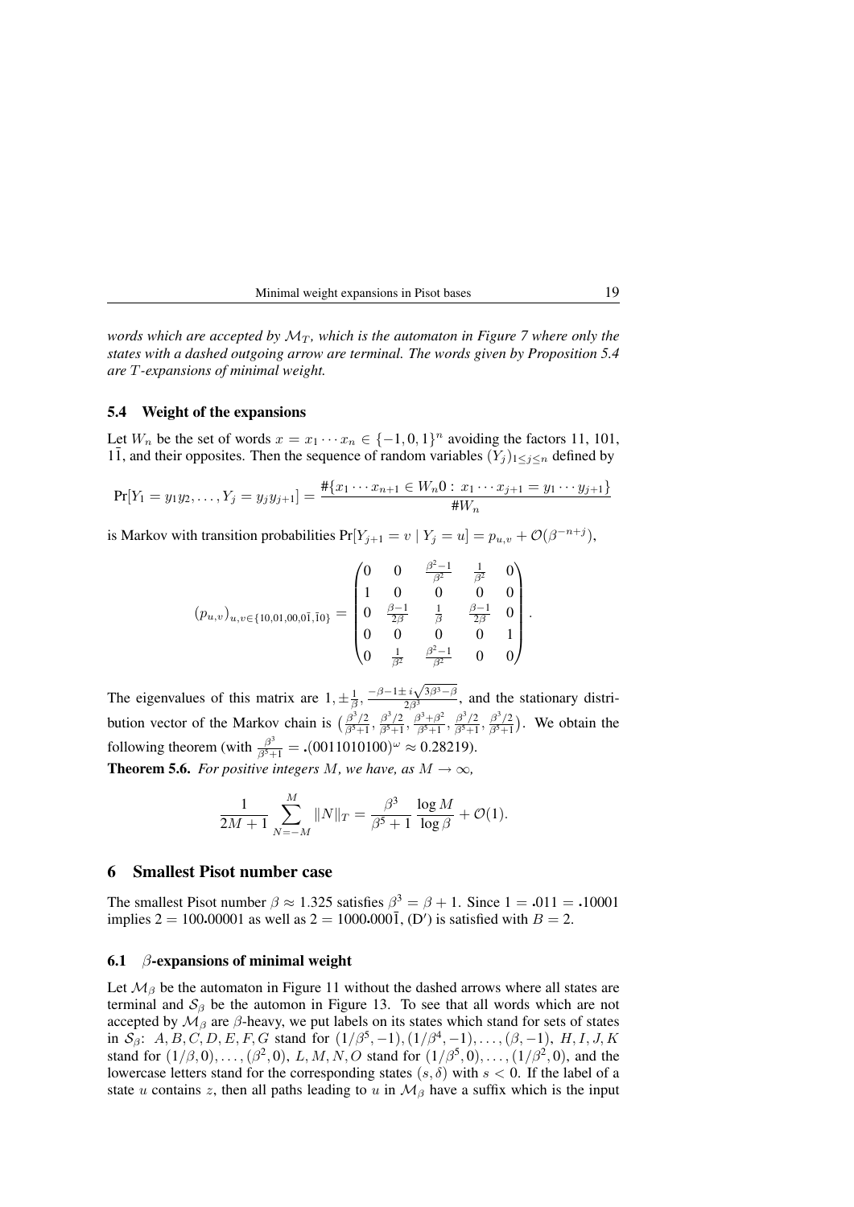*words which are accepted by $\mathcal{M}_T$, which is the automaton in Figure 7 where only the states with a dashed outgoing arrow are terminal. The words given by Proposition 5.4 are $T$-expansions of minimal weight.*

### 5.4 Weight of the expansions

Let $W_n$ be the set of words $x = x_1 \cdots x_n \in \{-1, 0, 1\}^n$ avoiding the factors 11, 101, $1\bar{1}$, and their opposites. Then the sequence of random variables $(Y_j)_{1 \le j \le n}$ defined by

$$\Pr[Y_1 = y_1 y_2, \ldots, Y_j = y_j y_{j+1}] = \frac{\#\{x_1 \cdots x_{n+1} \in W_n 0 : x_1 \cdots x_{j+1} = y_1 \cdots y_{j+1}\}}{\# W_n}$$

is Markov with transition probabilities $\Pr[Y_{j+1} = v \mid Y_j = u] = p_{u,v} + \mathcal{O}(\beta^{-n+j})$,

$$(p_{u,v})_{u,v \in \{10,01,00,0\bar{1},\bar{1}0\}} = \begin{pmatrix} 0 & 0 & \frac{\beta^2-1}{\beta^2} & \frac{1}{\beta^2} & 0 \\ 1 & 0 & 0 & 0 & 0 \\ 0 & \frac{\beta-1}{2\beta} & \frac{1}{\beta} & \frac{\beta-1}{2\beta} & 0 \\ 0 & 0 & 0 & 0 & 1 \\ 0 & \frac{1}{\beta^2} & \frac{\beta^2-1}{\beta^2} & 0 & 0 \end{pmatrix}.$$

The eigenvalues of this matrix are $1, \pm\frac{1}{\beta}, \frac{-\beta-1 \pm i\sqrt{3\beta^3-\beta}}{2\beta^3}$, and the stationary distribution vector of the Markov chain is $\left(\frac{\beta^3/2}{\beta^5+1}, \frac{\beta^3/2}{\beta^5+1}, \frac{\beta^3+\beta^2}{\beta^5+1}, \frac{\beta^3/2}{\beta^5+1}, \frac{\beta^3/2}{\beta^5+1}\right)$. We obtain the following theorem (with $\frac{\beta^3}{\beta^5+1} = {\bf .}(0011010100)^\omega \approx 0.28219$).

**Theorem 5.6.** *For positive integers $M$, we have, as $M \to \infty$,*

$$\frac{1}{2M+1} \sum_{N=-M}^{M} \|N\|_T = \frac{\beta^3}{\beta^5+1} \frac{\log M}{\log \beta} + \mathcal{O}(1).$$

## 6 Smallest Pisot number case

The smallest Pisot number $\beta \approx 1.325$ satisfies $\beta^3 = \beta + 1$. Since $1 = {\bf .}011 = {\bf .}10001$ implies $2 = 100{\bf .}00001$ as well as $2 = 1000{\bf .}000\bar{1}$, (D′) is satisfied with $B = 2$.

### 6.1 $\beta$-expansions of minimal weight

Let $\mathcal{M}_\beta$ be the automaton in Figure 11 without the dashed arrows where all states are terminal and $\mathcal{S}_\beta$ be the automon in Figure 13. To see that all words which are not accepted by $\mathcal{M}_\beta$ are $\beta$-heavy, we put labels on its states which stand for sets of states in $\mathcal{S}_\beta$: $A, B, C, D, E, F, G$ stand for $(1/\beta^5, -1), (1/\beta^4, -1), \ldots, (\beta, -1)$, $H, I, J, K$ stand for $(1/\beta, 0), \ldots, (\beta^2, 0)$, $L, M, N, O$ stand for $(1/\beta^5, 0), \ldots, (1/\beta^2, 0)$, and the lowercase letters stand for the corresponding states $(s, \delta)$ with $s < 0$. If the label of a state $u$ contains $z$, then all paths leading to $u$ in $\mathcal{M}_\beta$ have a suffix which is the input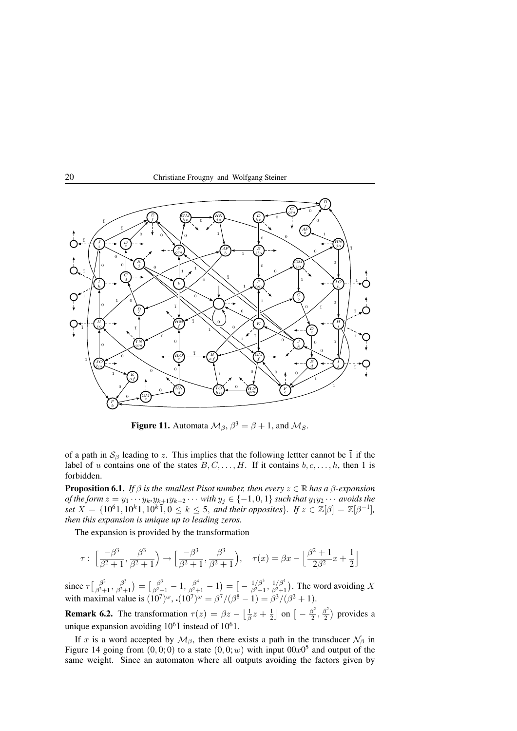**Figure 11.** Automata $\mathcal{M}_\beta$, $\beta^3 = \beta + 1$, and $\mathcal{M}_S$.

of a path in $\mathcal{S}_\beta$ leading to $z$. This implies that the following lettter cannot be $\bar{1}$ if the label of $u$ contains one of the states $B, C, \ldots, H$. If it contains $b, c, \ldots, h$, then 1 is forbidden.

**Proposition 6.1.** *If $\beta$ is the smallest Pisot number, then every $z \in \mathbb{R}$ has a $\beta$-expansion of the form $z = y_1 \cdots y_k . y_{k+1} y_{k+2} \cdots$ with $y_j \in \{-1, 0, 1\}$ such that $y_1 y_2 \cdots$ avoids the set $X = \{10^6 1, 10^k 1, 10^k \bar{1}, 0 \le k \le 5$, and their opposites$\}$. If $z \in \mathbb{Z}[\beta] = \mathbb{Z}[\beta^{-1}]$, then this expansion is unique up to leading zeros.*

The expansion is provided by the transformation

$$\tau : \Big[\frac{-\beta^3}{\beta^2+1}, \frac{\beta^3}{\beta^2+1}\Big) \to \Big[\frac{-\beta^3}{\beta^2+1}, \frac{\beta^3}{\beta^2+1}\Big), \quad \tau(x) = \beta x - \Big\lfloor \frac{\beta^2+1}{2\beta^2} x + \frac{1}{2} \Big\rfloor$$

since $\tau\big[\frac{\beta^2}{\beta^2+1}, \frac{\beta^3}{\beta^2+1}\big) = \big[\frac{\beta^3}{\beta^2+1} - 1, \frac{\beta^4}{\beta^2+1} - 1\big) = \big[-\frac{1/\beta^3}{\beta^2+1}, \frac{1/\beta^4}{\beta^2+1}\big)$. The word avoiding $X$ with maximal value is $(10^7)^\omega$, $.(10^7)^\omega = \beta^7/(\beta^8 - 1) = \beta^3/(\beta^2+1)$.

**Remark 6.2.** The transformation $\tau(z) = \beta z - \big\lfloor \frac{1}{\beta} z + \frac{1}{2} \big\rfloor$ on $\big[-\frac{\beta^2}{2}, \frac{\beta^2}{2}\big)$ provides a unique expansion avoiding $10^6\bar{1}$ instead of $10^6 1$.

If $x$ is a word accepted by $\mathcal{M}_\beta$, then there exists a path in the transducer $\mathcal{N}_\beta$ in Figure 14 going from $(0, 0; 0)$ to a state $(0, 0; w)$ with input $00x0^5$ and output of the same weight. Since an automaton where all outputs avoiding the factors given by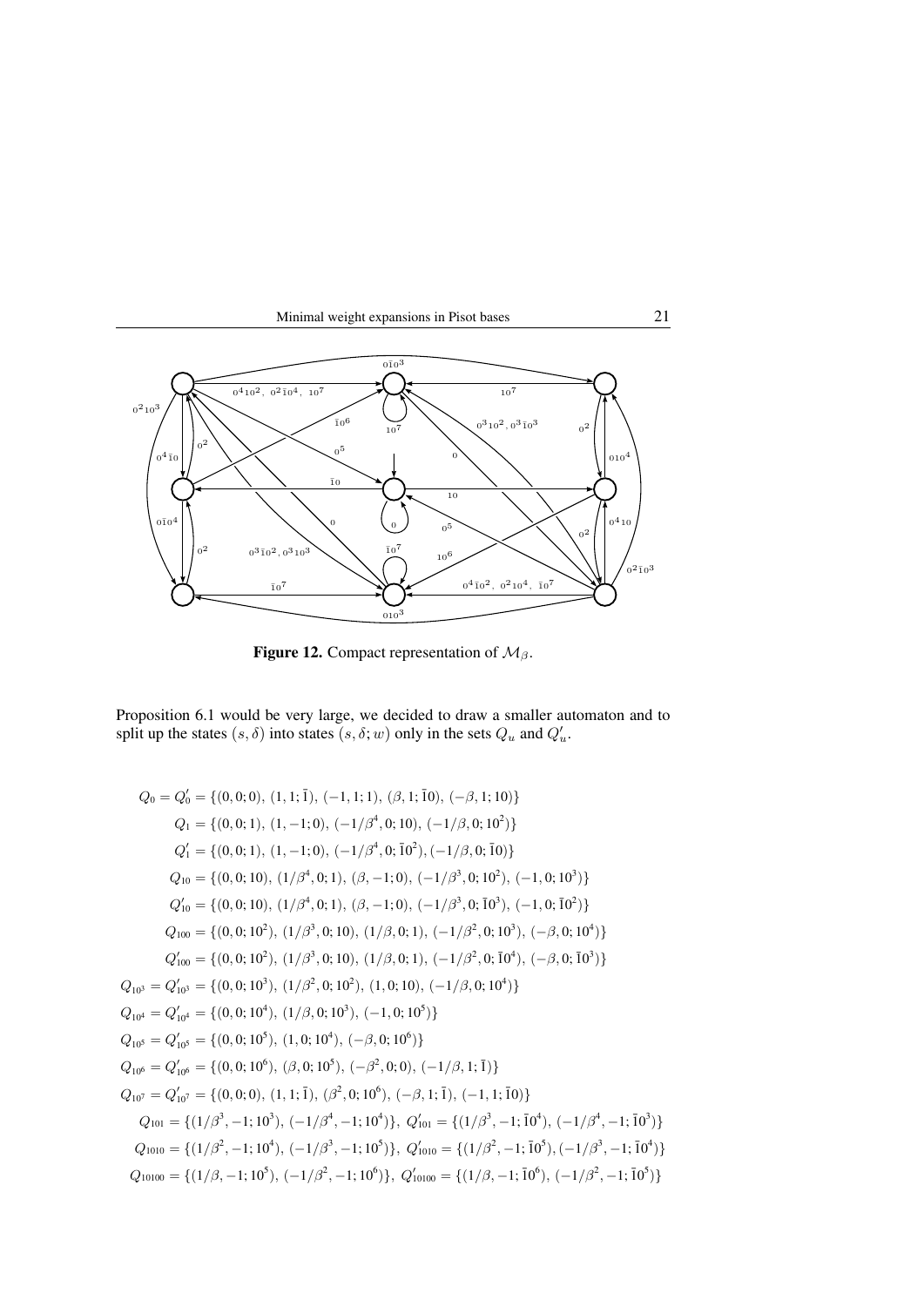**Figure 12.** Compact representation of $\mathcal{M}_\beta$.

Proposition 6.1 would be very large, we decided to draw a smaller automaton and to split up the states $(s,\delta)$ into states $(s,\delta;w)$ only in the sets $Q_u$ and $Q'_u$.

$$
\begin{aligned}
Q_0 = Q'_0 &= \{(0,0;0),\, (1,1;\bar{1}),\, (-1,1;1),\, (\beta,1;\bar{1}0),\, (-\beta,1;10)\}\\
Q_1 &= \{(0,0;1),\, (1,-1;0),\, (-1/\beta^4,0;10),\, (-1/\beta,0;10^2)\}\\
Q'_1 &= \{(0,0;1),\, (1,-1;0),\, (-1/\beta^4,0;\bar{1}0^2),\, (-1/\beta,0;\bar{1}0)\}\\
Q_{10} &= \{(0,0;10),\, (1/\beta^4,0;1),\, (\beta,-1;0),\, (-1/\beta^3,0;10^2),\, (-1,0;10^3)\}\\
Q'_{10} &= \{(0,0;10),\, (1/\beta^4,0;1),\, (\beta,-1;0),\, (-1/\beta^3,0;\bar{1}0^3),\, (-1,0;\bar{1}0^2)\}\\
Q_{100} &= \{(0,0;10^2),\, (1/\beta^3,0;10),\, (1/\beta,0;1),\, (-1/\beta^2,0;10^3),\, (-\beta,0;10^4)\}\\
Q'_{100} &= \{(0,0;10^2),\, (1/\beta^3,0;10),\, (1/\beta,0;1),\, (-1/\beta^2,0;\bar{1}0^4),\, (-\beta,0;\bar{1}0^3)\}\\
Q_{10^3} = Q'_{10^3} &= \{(0,0;10^3),\, (1/\beta^2,0;10^2),\, (1,0;10),\, (-1/\beta,0;10^4)\}\\
Q_{10^4} = Q'_{10^4} &= \{(0,0;10^4),\, (1/\beta,0;10^3),\, (-1,0;10^5)\}\\
Q_{10^5} = Q'_{10^5} &= \{(0,0;10^5),\, (1,0;10^4),\, (-\beta,0;10^6)\}\\
Q_{10^6} = Q'_{10^6} &= \{(0,0;10^6),\, (\beta,0;10^5),\, (-\beta^2,0;0),\, (-1/\beta,1;\bar{1})\}\\
Q_{10^7} = Q'_{10^7} &= \{(0,0;0),\, (1,1;\bar{1}),\, (\beta^2,0;10^6),\, (-\beta,1;\bar{1}),\, (-1,1;\bar{1}0)\}
\end{aligned}
$$

$$Q_{101} = \{(1/\beta^3,-1;10^3),\, (-1/\beta^4,-1;10^4)\},\ Q'_{101} = \{(1/\beta^3,-1;\bar{1}0^4),\, (-1/\beta^4,-1;\bar{1}0^3)\}$$

$$Q_{1010} = \{(1/\beta^2,-1;10^4),\, (-1/\beta^3,-1;10^5)\},\ Q'_{1010} = \{(1/\beta^2,-1;\bar{1}0^5),(-1/\beta^3,-1;\bar{1}0^4)\}$$

$$Q_{10100} = \{(1/\beta,-1;10^5),\, (-1/\beta^2,-1;10^6)\},\ Q'_{10100} = \{(1/\beta,-1;\bar{1}0^6),\, (-1/\beta^2,-1;\bar{1}0^5)\}$$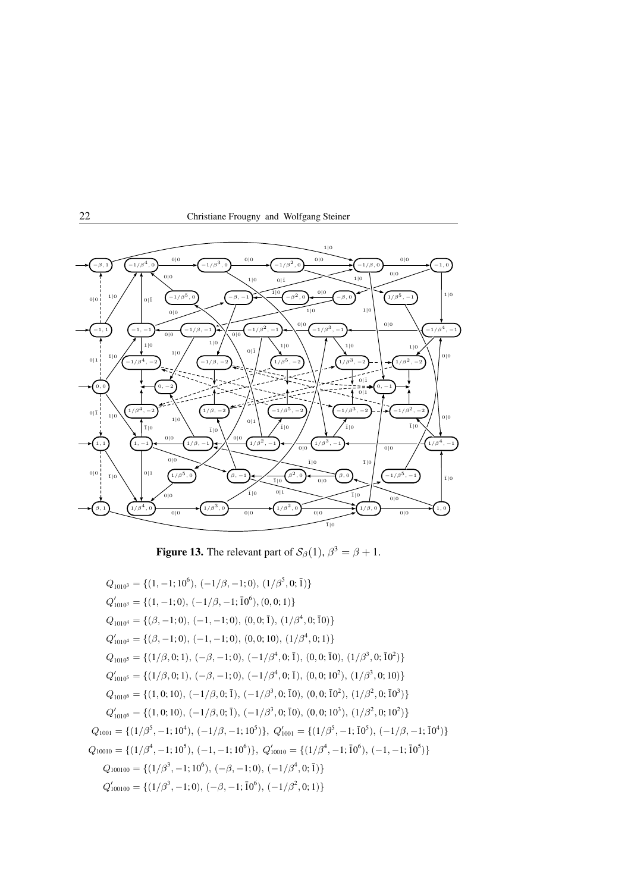**Figure 13.** The relevant part of $\mathcal{S}_\beta(1)$, $\beta^3 = \beta + 1$.

$$Q_{1010^3} = \{(1, -1; 10^6),\ (-1/\beta, -1; 0),\ (1/\beta^5, 0; \bar{1})\}$$

$$Q'_{1010^3} = \{(1, -1; 0),\ (-1/\beta, -1; \bar{1}0^6), (0, 0; 1)\}$$

$$Q_{1010^4} = \{(\beta, -1; 0),\ (-1, -1; 0),\ (0, 0; \bar{1}),\ (1/\beta^4, 0; \bar{1}0)\}$$

$$Q'_{1010^4} = \{(\beta, -1; 0),\ (-1, -1; 0),\ (0, 0; 10),\ (1/\beta^4, 0; 1)\}$$

$$Q_{1010^5} = \{(1/\beta, 0; 1),\ (-\beta, -1; 0),\ (-1/\beta^4, 0; \bar{1}),\ (0, 0; \bar{1}0),\ (1/\beta^3, 0; \bar{1}0^2)\}$$

$$Q'_{1010^5} = \{(1/\beta, 0; 1),\ (-\beta, -1; 0),\ (-1/\beta^4, 0; \bar{1}),\ (0, 0; 10^2),\ (1/\beta^3, 0; 10)\}$$

$$Q_{1010^6} = \{(1, 0; 10),\ (-1/\beta, 0; \bar{1}),\ (-1/\beta^3, 0; \bar{1}0),\ (0, 0; \bar{1}0^2),\ (1/\beta^2, 0; \bar{1}0^3)\}$$

$$Q'_{1010^6} = \{(1, 0; 10),\ (-1/\beta, 0; \bar{1}),\ (-1/\beta^3, 0; \bar{1}0),\ (0, 0; 10^3),\ (1/\beta^2, 0; 10^2)\}$$

$$Q_{1001} = \{(1/\beta^5, -1; 10^4),\ (-1/\beta, -1; 10^5)\},\ Q'_{1001} = \{(1/\beta^5, -1; \bar{1}0^5),\ (-1/\beta, -1; \bar{1}0^4)\}$$

$$Q_{10010} = \{(1/\beta^4, -1; 10^5),\ (-1, -1; 10^6)\},\ Q'_{10010} = \{(1/\beta^4, -1; \bar{1}0^6),\ (-1, -1; \bar{1}0^5)\}$$

$$Q_{100100} = \{(1/\beta^3, -1; 10^6),\ (-\beta, -1; 0),\ (-1/\beta^4, 0; \bar{1})\}$$

$$Q'_{100100} = \{(1/\beta^3, -1; 0),\ (-\beta, -1; \bar{1}0^6),\ (-1/\beta^2, 0; 1)\}$$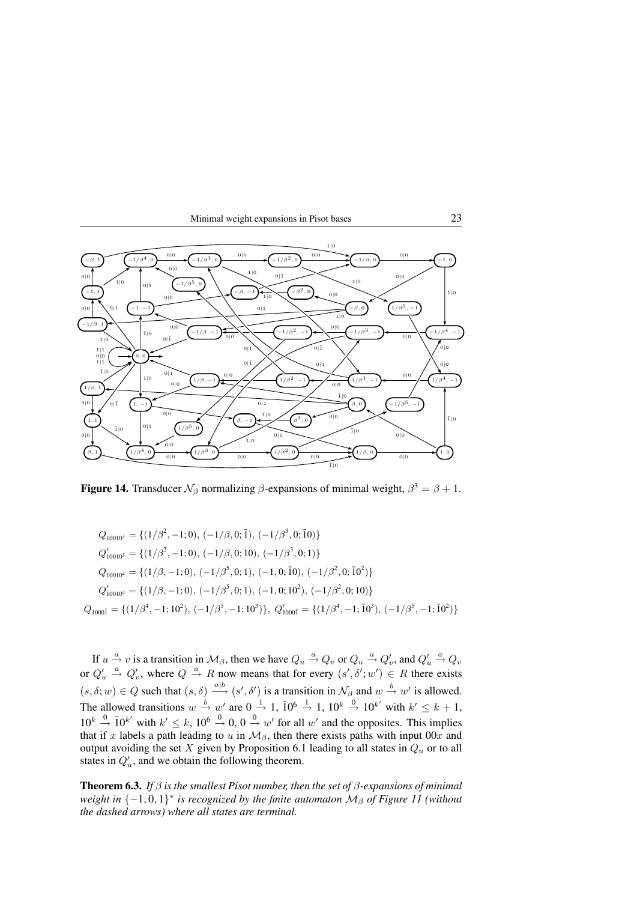**Figure 14.** Transducer $\mathcal{N}_\beta$ normalizing $\beta$-expansions of minimal weight, $\beta^3 = \beta + 1$.

$$Q_{10010^3} = \{(1/\beta^2, -1; 0),\ (-1/\beta, 0; \bar{1}),\ (-1/\beta^3, 0; \bar{1}0)\}$$

$$Q'_{10010^3} = \{(1/\beta^2, -1; 0),\ (-1/\beta, 0; 10),\ (-1/\beta^3, 0; 1)\}$$

$$Q_{10010^4} = \{(1/\beta, -1; 0),\ (-1/\beta^5, 0; 1),\ (-1, 0; \bar{1}0),\ (-1/\beta^2, 0; \bar{1}0^2)\}$$

$$Q'_{10010^4} = \{(1/\beta, -1; 0),\ (-1/\beta^5, 0; 1),\ (-1, 0; 10^2),\ (-1/\beta^2, 0; 10)\}$$

$$Q_{1000\bar{1}} = \{(1/\beta^4, -1; 10^2),\ (-1/\beta^5, -1; 10^3)\},\ Q'_{1000\bar{1}} = \{(1/\beta^4, -1; \bar{1}0^3),\ (-1/\beta^5, -1; \bar{1}0^2)\}$$

If $u \xrightarrow{a} v$ is a transition in $\mathcal{M}_\beta$, then we have $Q_u \xrightarrow{a} Q_v$ or $Q_u \xrightarrow{a} Q'_v$, and $Q'_u \xrightarrow{a} Q_v$ or $Q'_u \xrightarrow{a} Q'_v$, where $Q \xrightarrow{a} R$ now means that for every $(s', \delta'; w') \in R$ there exists $(s, \delta; w) \in Q$ such that $(s, \delta) \xrightarrow{a|b} (s', \delta')$ is a transition in $\mathcal{N}_\beta$ and $w \xrightarrow{b} w'$ is allowed. The allowed transitions $w \xrightarrow{b} w'$ are $0 \xrightarrow{1} 1$, $\bar{1}0^6 \xrightarrow{1} 1$, $10^k \xrightarrow{0} 10^{k'}$ with $k' \leq k+1$, $10^k \xrightarrow{0} \bar{1}0^{k'}$ with $k' \leq k$, $10^6 \xrightarrow{0} 0$, $0 \xrightarrow{0} w'$ for all $w'$ and the opposites. This implies that if $x$ labels a path leading to $u$ in $\mathcal{M}_\beta$, then there exists paths with input $00x$ and output avoiding the set $X$ given by Proposition 6.1 leading to all states in $Q_u$ or to all states in $Q'_u$, and we obtain the following theorem.

**Theorem 6.3.** *If $\beta$ is the smallest Pisot number, then the set of $\beta$-expansions of minimal weight in $\{-1, 0, 1\}^*$ is recognized by the finite automaton $\mathcal{M}_\beta$ of Figure 11 (without the dashed arrows) where all states are terminal.*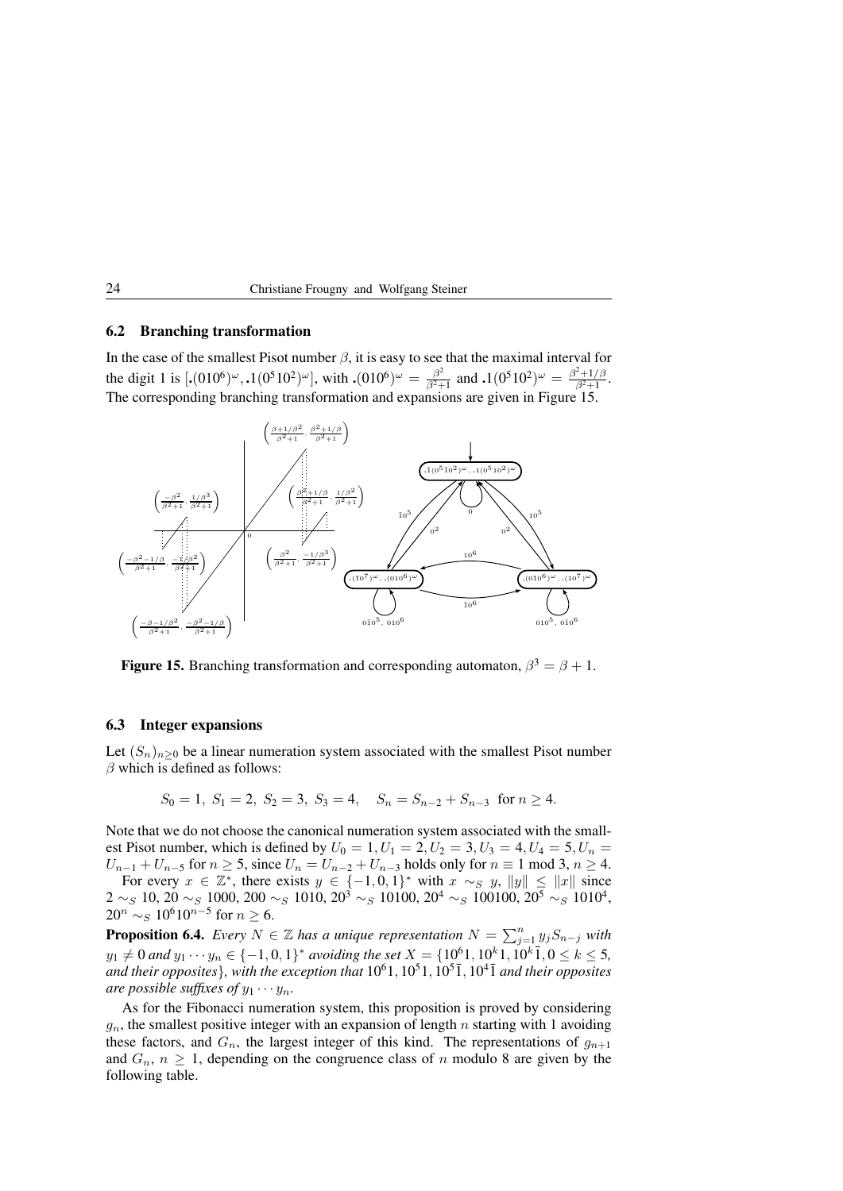### 6.2 Branching transformation

In the case of the smallest Pisot number $\beta$, it is easy to see that the maximal interval for the digit 1 is $[.(010^6)^\omega, .1(0^5 10^2)^\omega]$, with $.(010^6)^\omega = \frac{\beta^2}{\beta^2+1}$ and $.1(0^5 10^2)^\omega = \frac{\beta^2+1/\beta}{\beta^2+1}$. The corresponding branching transformation and expansions are given in Figure 15.

**Figure 15.** Branching transformation and corresponding automaton, $\beta^3 = \beta + 1$.

### 6.3 Integer expansions

Let $(S_n)_{n\geq 0}$ be a linear numeration system associated with the smallest Pisot number $\beta$ which is defined as follows:

$$S_0 = 1,\ S_1 = 2,\ S_2 = 3,\ S_3 = 4, \quad S_n = S_{n-2} + S_{n-3} \text{ for } n \geq 4.$$

Note that we do not choose the canonical numeration system associated with the smallest Pisot number, which is defined by $U_0 = 1, U_1 = 2, U_2 = 3, U_3 = 4, U_4 = 5, U_n = U_{n-1} + U_{n-5}$ for $n \geq 5$, since $U_n = U_{n-2} + U_{n-3}$ holds only for $n \equiv 1 \bmod 3$, $n \geq 4$.

For every $x \in \mathbb{Z}^*$, there exists $y \in \{-1,0,1\}^*$ with $x \sim_S y$, $\|y\| \leq \|x\|$ since $2 \sim_S 10$, $20 \sim_S 1000$, $200 \sim_S 1010$, $20^3 \sim_S 10100$, $20^4 \sim_S 100100$, $20^5 \sim_S 1010^4$, $20^n \sim_S 10^6 10^{n-5}$ for $n \geq 6$.

**Proposition 6.4.** *Every $N \in \mathbb{Z}$ has a unique representation $N = \sum_{j=1}^n y_j S_{n-j}$ with $y_1 \neq 0$ and $y_1 \cdots y_n \in \{-1,0,1\}^*$ avoiding the set $X = \{10^6 1, 10^k 1, 10^k \bar{1}, 0 \leq k \leq 5$, and their opposites$\}$, with the exception that $10^6 1, 10^5 1, 10^5 \bar{1}, 10^4 \bar{1}$ and their opposites are possible suffixes of $y_1 \cdots y_n$.*

As for the Fibonacci numeration system, this proposition is proved by considering $g_n$, the smallest positive integer with an expansion of length $n$ starting with 1 avoiding these factors, and $G_n$, the largest integer of this kind. The representations of $g_{n+1}$ and $G_n$, $n \geq 1$, depending on the congruence class of $n$ modulo 8 are given by the following table.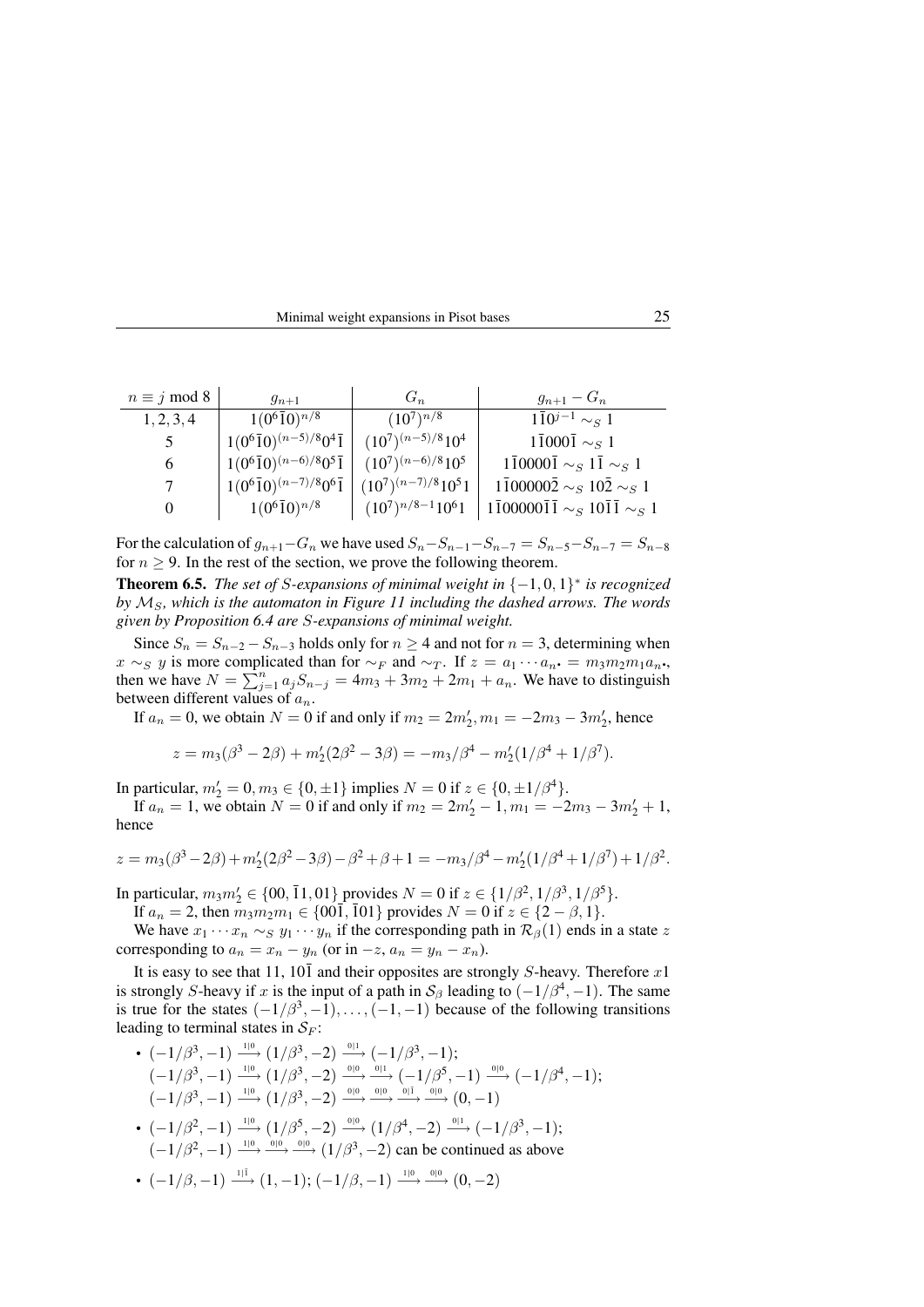| $n \equiv j \bmod 8$ | $g_{n+1}$ | $G_n$ | $g_{n+1} - G_n$ |
|---|---|---|---|
| $1,2,3,4$ | $1(0^6\bar{1}0)^{n/8}$ | $(10^7)^{n/8}$ | $1\bar{1}0^{j-1} \sim_S 1$ |
| $5$ | $1(0^6\bar{1}0)^{(n-5)/8}0^4\bar{1}$ | $(10^7)^{(n-5)/8}10^4$ | $1\bar{1}000\bar{1} \sim_S 1$ |
| $6$ | $1(0^6\bar{1}0)^{(n-6)/8}0^5\bar{1}$ | $(10^7)^{(n-6)/8}10^5$ | $1\bar{1}0000\bar{1} \sim_S 1\bar{1} \sim_S 1$ |
| $7$ | $1(0^6\bar{1}0)^{(n-7)/8}0^6\bar{1}$ | $(10^7)^{(n-7)/8}10^51$ | $1\bar{1}00000\bar{2} \sim_S 10\bar{2} \sim_S 1$ |
| $0$ | $1(0^6\bar{1}0)^{n/8}$ | $(10^7)^{n/8-1}10^61$ | $1\bar{1}00000\bar{1}\bar{1} \sim_S 10\bar{1}\bar{1} \sim_S 1$ |

For the calculation of $g_{n+1} - G_n$ we have used $S_n - S_{n-1} - S_{n-7} = S_{n-5} - S_{n-7} = S_{n-8}$ for $n \geq 9$. In the rest of the section, we prove the following theorem.

**Theorem 6.5.** *The set of $S$-expansions of minimal weight in $\{-1,0,1\}^*$ is recognized by $\mathcal{M}_S$, which is the automaton in Figure 11 including the dashed arrows. The words given by Proposition 6.4 are $S$-expansions of minimal weight.*

Since $S_n = S_{n-2} - S_{n-3}$ holds only for $n \geq 4$ and not for $n = 3$, determining when $x \sim_S y$ is more complicated than for $\sim_F$ and $\sim_T$. If $z = a_1 \cdots a_n\bullet = m_3 m_2 m_1 a_n\bullet$, then we have $N = \sum_{j=1}^n a_j S_{n-j} = 4m_3 + 3m_2 + 2m_1 + a_n$. We have to distinguish between different values of $a_n$.

If $a_n = 0$, we obtain $N = 0$ if and only if $m_2 = 2m_2', m_1 = -2m_3 - 3m_2'$, hence

$$z = m_3(\beta^3 - 2\beta) + m_2'(2\beta^2 - 3\beta) = -m_3/\beta^4 - m_2'(1/\beta^4 + 1/\beta^7).$$

In particular, $m_2' = 0, m_3 \in \{0, \pm 1\}$ implies $N = 0$ if $z \in \{0, \pm 1/\beta^4\}$.

If $a_n = 1$, we obtain $N = 0$ if and only if $m_2 = 2m_2' - 1, m_1 = -2m_3 - 3m_2' + 1$, hence

$$z = m_3(\beta^3 - 2\beta) + m_2'(2\beta^2 - 3\beta) - \beta^2 + \beta + 1 = -m_3/\beta^4 - m_2'(1/\beta^4 + 1/\beta^7) + 1/\beta^2.$$

In particular, $m_3 m_2' \in \{00, \bar{1}1, 01\}$ provides $N = 0$ if $z \in \{1/\beta^2, 1/\beta^3, 1/\beta^5\}$.

If $a_n = 2$, then $m_3 m_2 m_1 \in \{00\bar{1}, \bar{1}01\}$ provides $N = 0$ if $z \in \{2 - \beta, 1\}$.

We have $x_1 \cdots x_n \sim_S y_1 \cdots y_n$ if the corresponding path in $\mathcal{R}_\beta(1)$ ends in a state $z$ corresponding to $a_n = x_n - y_n$ (or in $-z$, $a_n = y_n - x_n$).

It is easy to see that $11$, $10\bar{1}$ and their opposites are strongly $S$-heavy. Therefore $x1$ is strongly $S$-heavy if $x$ is the input of a path in $\mathcal{S}_\beta$ leading to $(-1/\beta^4, -1)$. The same is true for the states $(-1/\beta^3, -1), \ldots, (-1, -1)$ because of the following transitions leading to terminal states in $\mathcal{S}_F$:

- $(-1/\beta^3, -1) \xrightarrow{1|0} (1/\beta^3, -2) \xrightarrow{0|1} (-1/\beta^3, -1)$;
  $(-1/\beta^3, -1) \xrightarrow{1|0} (1/\beta^3, -2) \xrightarrow{0|0} \xrightarrow{0|1} (-1/\beta^5, -1) \xrightarrow{0|0} (-1/\beta^4, -1)$;
  $(-1/\beta^3, -1) \xrightarrow{1|0} (1/\beta^3, -2) \xrightarrow{0|0} \xrightarrow{0|0} \xrightarrow{0|\bar{1}} \xrightarrow{0|0} (0, -1)$
- $(-1/\beta^2, -1) \xrightarrow{1|0} (1/\beta^5, -2) \xrightarrow{0|0} (1/\beta^4, -2) \xrightarrow{0|1} (-1/\beta^3, -1)$;
  $(-1/\beta^2, -1) \xrightarrow{1|0} \xrightarrow{0|0} \xrightarrow{0|0} (1/\beta^3, -2)$ can be continued as above
- $(-1/\beta, -1) \xrightarrow{1|\bar{1}} (1, -1)$; $(-1/\beta, -1) \xrightarrow{1|0} \xrightarrow{0|0} (0, -2)$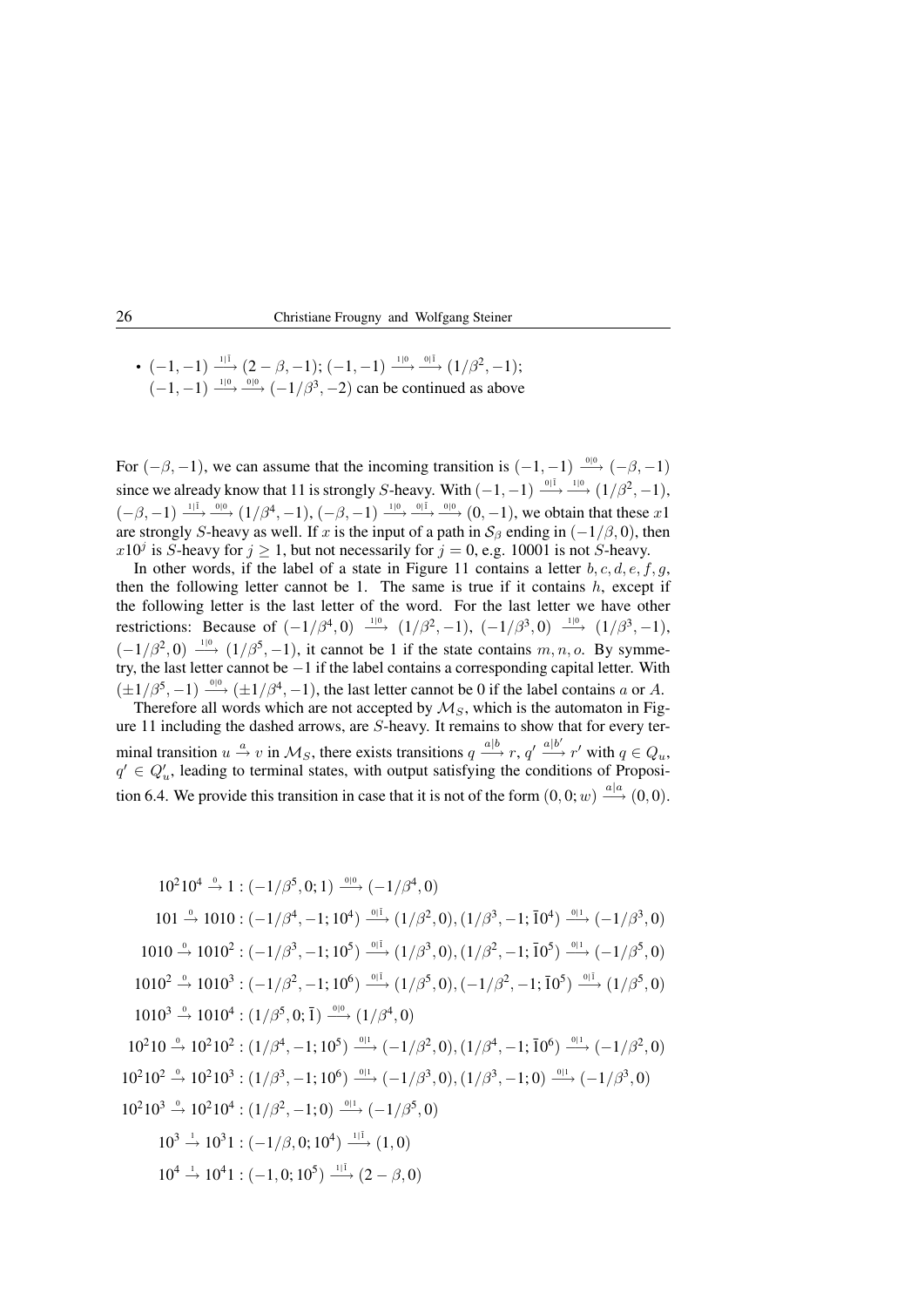- $(-1,-1) \xrightarrow{1|\bar{1}} (2-\beta,-1)$; $(-1,-1) \xrightarrow{1|0} \xrightarrow{0|\bar{1}} (1/\beta^2,-1)$; $(-1,-1) \xrightarrow{1|0} \xrightarrow{0|0} (-1/\beta^3,-2)$ can be continued as above

For $(-\beta,-1)$, we can assume that the incoming transition is $(-1,-1) \xrightarrow{0|0} (-\beta,-1)$ since we already know that 11 is strongly $S$-heavy. With $(-1,-1) \xrightarrow{0|\bar{1}} \xrightarrow{1|0} (1/\beta^2,-1)$, $(-\beta,-1) \xrightarrow{1|\bar{1}} \xrightarrow{0|0} (1/\beta^4,-1)$, $(-\beta,-1) \xrightarrow{1|0} \xrightarrow{0|\bar{1}} \xrightarrow{0|0} (0,-1)$, we obtain that these $x1$ are strongly $S$-heavy as well. If $x$ is the input of a path in $\mathcal{S}_\beta$ ending in $(-1/\beta,0)$, then $x10^j$ is $S$-heavy for $j \ge 1$, but not necessarily for $j=0$, e.g. 10001 is not $S$-heavy.

In other words, if the label of a state in Figure 11 contains a letter $b,c,d,e,f,g$, then the following letter cannot be 1. The same is true if it contains $h$, except if the following letter is the last letter of the word. For the last letter we have other restrictions: Because of $(-1/\beta^4,0) \xrightarrow{1|0} (1/\beta^2,-1)$, $(-1/\beta^3,0) \xrightarrow{1|0} (1/\beta^3,-1)$, $(-1/\beta^2,0) \xrightarrow{1|0} (1/\beta^5,-1)$, it cannot be 1 if the state contains $m,n,o$. By symmetry, the last letter cannot be $-1$ if the label contains a corresponding capital letter. With $(\pm 1/\beta^5,-1) \xrightarrow{0|0} (\pm 1/\beta^4,-1)$, the last letter cannot be 0 if the label contains $a$ or $A$.

Therefore all words which are not accepted by $\mathcal{M}_S$, which is the automaton in Figure 11 including the dashed arrows, are $S$-heavy. It remains to show that for every terminal transition $u \xrightarrow{a} v$ in $\mathcal{M}_S$, there exists transitions $q \xrightarrow{a|b} r$, $q' \xrightarrow{a|b'} r'$ with $q \in Q_u$, $q' \in Q'_u$, leading to terminal states, with output satisfying the conditions of Proposition 6.4. We provide this transition in case that it is not of the form $(0,0;w) \xrightarrow{a|a} (0,0)$.

$$
\begin{aligned}
10^2 10^4 \xrightarrow{0} 1 &: (-1/\beta^5, 0; 1) \xrightarrow{0|0} (-1/\beta^4, 0) \\
101 \xrightarrow{0} 1010 &: (-1/\beta^4, -1; 10^4) \xrightarrow{0|\bar{1}} (1/\beta^2, 0), (1/\beta^3, -1; \bar{1}0^4) \xrightarrow{0|1} (-1/\beta^3, 0) \\
1010 \xrightarrow{0} 1010^2 &: (-1/\beta^3, -1; 10^5) \xrightarrow{0|\bar{1}} (1/\beta^3, 0), (1/\beta^2, -1; \bar{1}0^5) \xrightarrow{0|1} (-1/\beta^5, 0) \\
1010^2 \xrightarrow{0} 1010^3 &: (-1/\beta^2, -1; 10^6) \xrightarrow{0|\bar{1}} (1/\beta^5, 0), (-1/\beta^2, -1; \bar{1}0^5) \xrightarrow{0|\bar{1}} (1/\beta^5, 0) \\
1010^3 \xrightarrow{0} 1010^4 &: (1/\beta^5, 0; \bar{1}) \xrightarrow{0|0} (1/\beta^4, 0) \\
10^2 10 \xrightarrow{0} 10^2 10^2 &: (1/\beta^4, -1; 10^5) \xrightarrow{0|1} (-1/\beta^2, 0), (1/\beta^4, -1; \bar{1}0^6) \xrightarrow{0|1} (-1/\beta^2, 0) \\
10^2 10^2 \xrightarrow{0} 10^2 10^3 &: (1/\beta^3, -1; 10^6) \xrightarrow{0|1} (-1/\beta^3, 0), (1/\beta^3, -1; 0) \xrightarrow{0|1} (-1/\beta^3, 0) \\
10^2 10^3 \xrightarrow{0} 10^2 10^4 &: (1/\beta^2, -1; 0) \xrightarrow{0|1} (-1/\beta^5, 0) \\
10^3 \xrightarrow{1} 10^3 1 &: (-1/\beta, 0; 10^4) \xrightarrow{1|\bar{1}} (1, 0) \\
10^4 \xrightarrow{1} 10^4 1 &: (-1, 0; 10^5) \xrightarrow{1|\bar{1}} (2-\beta, 0)
\end{aligned}
$$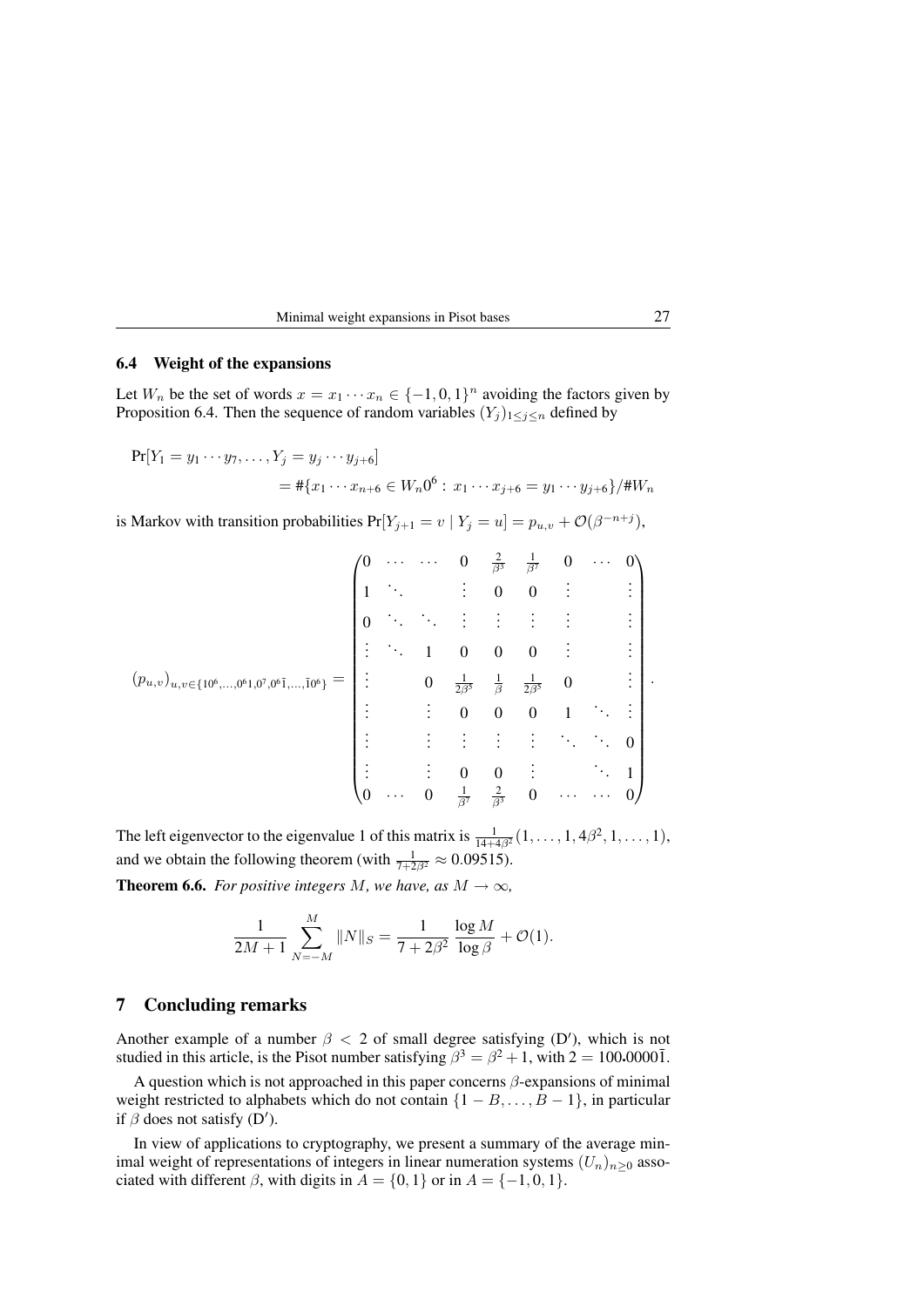### 6.4 Weight of the expansions

Let $W_n$ be the set of words $x = x_1 \cdots x_n \in \{-1, 0, 1\}^n$ avoiding the factors given by Proposition 6.4. Then the sequence of random variables $(Y_j)_{1 \le j \le n}$ defined by

$$\begin{aligned} \Pr[Y_1 = y_1 \cdots y_7, \ldots, Y_j = y_j \cdots y_{j+6}] \\ = \#\{x_1 \cdots x_{n+6} \in W_n 0^6 :\, x_1 \cdots x_{j+6} = y_1 \cdots y_{j+6}\} / \# W_n \end{aligned}$$

is Markov with transition probabilities $\Pr[Y_{j+1} = v \mid Y_j = u] = p_{u,v} + \mathcal{O}(\beta^{-n+j})$,

$$(p_{u,v})_{u,v \in \{10^6, \ldots, 0^6 1, 0^7, 0^6\bar{1}, \ldots, \bar{1}0^6\}} = \begin{pmatrix} 0 & \cdots & \cdots & 0 & \frac{2}{\beta^3} & \frac{1}{\beta^7} & 0 & \cdots & 0 \\ 1 & \ddots & & \vdots & 0 & 0 & \vdots & & \vdots \\ 0 & \ddots & \ddots & \vdots & \vdots & \vdots & \vdots & & \vdots \\ \vdots & \ddots & 1 & 0 & 0 & 0 & \vdots & & \vdots \\ \vdots & & 0 & \frac{1}{2\beta^5} & \frac{1}{\beta} & \frac{1}{2\beta^5} & 0 & & \vdots \\ \vdots & & \vdots & 0 & 0 & 0 & 1 & \ddots & \vdots \\ \vdots & & \vdots & \vdots & \vdots & \vdots & \ddots & \ddots & 0 \\ \vdots & & \vdots & 0 & 0 & \vdots & & \ddots & 1 \\ 0 & \cdots & 0 & \frac{1}{\beta^7} & \frac{2}{\beta^3} & 0 & \cdots & \cdots & 0 \end{pmatrix}.$$

The left eigenvector to the eigenvalue 1 of this matrix is $\frac{1}{14+4\beta^2}(1, \ldots, 1, 4\beta^2, 1, \ldots, 1)$, and we obtain the following theorem (with $\frac{1}{7+2\beta^2} \approx 0.09515$).

**Theorem 6.6.** *For positive integers $M$, we have, as $M \to \infty$,*

$$\frac{1}{2M+1} \sum_{N=-M}^{M} \|N\|_S = \frac{1}{7+2\beta^2} \frac{\log M}{\log \beta} + \mathcal{O}(1).$$

## 7 Concluding remarks

Another example of a number $\beta < 2$ of small degree satisfying (D′), which is not studied in this article, is the Pisot number satisfying $\beta^3 = \beta^2 + 1$, with $2 = 100{\scriptstyle\bullet}0000\bar{1}$.

A question which is not approached in this paper concerns $\beta$-expansions of minimal weight restricted to alphabets which do not contain $\{1 - B, \ldots, B - 1\}$, in particular if $\beta$ does not satisfy (D′).

In view of applications to cryptography, we present a summary of the average minimal weight of representations of integers in linear numeration systems $(U_n)_{n \ge 0}$ associated with different $\beta$, with digits in $A = \{0, 1\}$ or in $A = \{-1, 0, 1\}$.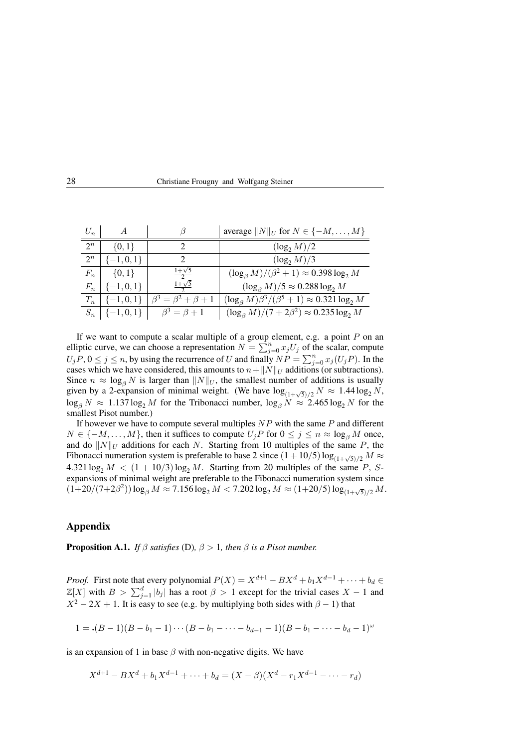| $U_n$ | $A$ | $\beta$ | average $\|N\|_U$ for $N \in \{-M,\ldots,M\}$ |
|---|---|---|---|
| $2^n$ | $\{0,1\}$ | 2 | $(\log_2 M)/2$ |
| $2^n$ | $\{-1,0,1\}$ | 2 | $(\log_2 M)/3$ |
| $F_n$ | $\{0,1\}$ | $\frac{1+\sqrt{5}}{2}$ | $(\log_\beta M)/(\beta^2+1) \approx 0.398 \log_2 M$ |
| $F_n$ | $\{-1,0,1\}$ | $\frac{1+\sqrt{5}}{2}$ | $(\log_\beta M)/5 \approx 0.288 \log_2 M$ |
| $T_n$ | $\{-1,0,1\}$ | $\beta^3 = \beta^2+\beta+1$ | $(\log_\beta M)\beta^3/(\beta^5+1) \approx 0.321 \log_2 M$ |
| $S_n$ | $\{-1,0,1\}$ | $\beta^3 = \beta+1$ | $(\log_\beta M)/(7+2\beta^2) \approx 0.235 \log_2 M$ |

If we want to compute a scalar multiple of a group element, e.g. a point $P$ on an elliptic curve, we can choose a representation $N = \sum_{j=0}^n x_j U_j$ of the scalar, compute $U_j P$, $0 \le j \le n$, by using the recurrence of $U$ and finally $NP = \sum_{j=0}^n x_j (U_j P)$. In the cases which we have considered, this amounts to $n + \|N\|_U$ additions (or subtractions). Since $n \approx \log_\beta N$ is larger than $\|N\|_U$, the smallest number of additions is usually given by a 2-expansion of minimal weight. (We have $\log_{(1+\sqrt{5})/2} N \approx 1.44 \log_2 N$, $\log_\beta N \approx 1.137 \log_2 M$ for the Tribonacci number, $\log_\beta N \approx 2.465 \log_2 N$ for the smallest Pisot number.)

If however we have to compute several multiples $NP$ with the same $P$ and different $N \in \{-M,\ldots,M\}$, then it suffices to compute $U_j P$ for $0 \le j \le n \approx \log_\beta M$ once, and do $\|N\|_U$ additions for each $N$. Starting from 10 multiples of the same $P$, the Fibonacci numeration system is preferable to base 2 since $(1+10/5)\log_{(1+\sqrt{5})/2} M \approx 4.321 \log_2 M < (1+10/3)\log_2 M$. Starting from 20 multiples of the same $P$, $S$-expansions of minimal weight are preferable to the Fibonacci numeration system since $(1+20/(7+2\beta^2))\log_\beta M \approx 7.156 \log_2 M < 7.202 \log_2 M \approx (1+20/5)\log_{(1+\sqrt{5})/2} M$.

## Appendix

**Proposition A.1.** *If $\beta$ satisfies* (D)*, $\beta > 1$, then $\beta$ is a Pisot number.*

*Proof.* First note that every polynomial $P(X) = X^{d+1} - BX^d + b_1 X^{d-1} + \cdots + b_d \in \mathbb{Z}[X]$ with $B > \sum_{j=1}^d |b_j|$ has a root $\beta > 1$ except for the trivial cases $X - 1$ and $X^2 - 2X + 1$. It is easy to see (e.g. by multiplying both sides with $\beta - 1$) that

$$1 = \bullet(B-1)(B-b_1-1)\cdots(B-b_1-\cdots-b_{d-1}-1)(B-b_1-\cdots-b_d-1)^\omega$$

is an expansion of 1 in base $\beta$ with non-negative digits. We have

$$X^{d+1} - BX^d + b_1 X^{d-1} + \cdots + b_d = (X-\beta)(X^d - r_1 X^{d-1} - \cdots - r_d)$$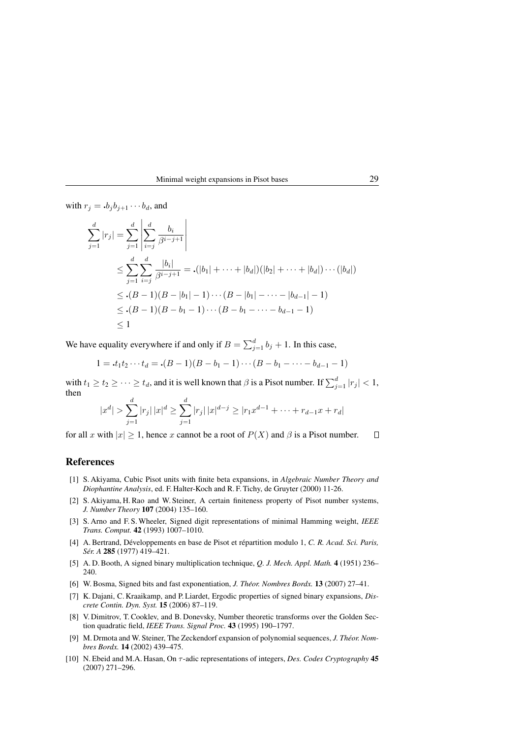with $r_j = \raisebox{0.2ex}{.}b_j b_{j+1} \cdots b_d$, and

$$\begin{aligned}
\sum_{j=1}^{d} |r_j| &= \sum_{j=1}^{d} \left| \sum_{i=j}^{d} \frac{b_i}{\beta^{i-j+1}} \right| \\
&\le \sum_{j=1}^{d} \sum_{i=j}^{d} \frac{|b_i|}{\beta^{i-j+1}} = \raisebox{0.2ex}{.}(|b_1| + \cdots + |b_d|)(|b_2| + \cdots + |b_d|) \cdots (|b_d|) \\
&\le \raisebox{0.2ex}{.}(B-1)(B-|b_1|-1) \cdots (B-|b_1|-\cdots-|b_{d-1}|-1) \\
&\le \raisebox{0.2ex}{.}(B-1)(B-b_1-1) \cdots (B-b_1-\cdots-b_{d-1}-1) \\
&\le 1
\end{aligned}$$

We have equality everywhere if and only if $B = \sum_{j=1}^{d} b_j + 1$. In this case,

$$1 = \raisebox{0.2ex}{.}t_1 t_2 \cdots t_d = \raisebox{0.2ex}{.}(B-1)(B-b_1-1) \cdots (B-b_1-\cdots-b_{d-1}-1)$$

with $t_1 \ge t_2 \ge \cdots \ge t_d$, and it is well known that $\beta$ is a Pisot number. If $\sum_{j=1}^{d} |r_j| < 1$, then

$$|x^d| > \sum_{j=1}^{d} |r_j| \, |x|^d \ge \sum_{j=1}^{d} |r_j| \, |x|^{d-j} \ge |r_1 x^{d-1} + \cdots + r_{d-1} x + r_d|$$

for all $x$ with $|x| \ge 1$, hence $x$ cannot be a root of $P(X)$ and $\beta$ is a Pisot number. $\square$

## References

[1] S. Akiyama, Cubic Pisot units with finite beta expansions, in *Algebraic Number Theory and Diophantine Analysis*, ed. F. Halter-Koch and R. F. Tichy, de Gruyter (2000) 11-26.

[2] S. Akiyama, H. Rao and W. Steiner, A certain finiteness property of Pisot number systems, *J. Number Theory* **107** (2004) 135–160.

[3] S. Arno and F. S. Wheeler, Signed digit representations of minimal Hamming weight, *IEEE Trans. Comput.* **42** (1993) 1007–1010.

[4] A. Bertrand, Développements en base de Pisot et répartition modulo 1, *C. R. Acad. Sci. Paris, Sér. A* **285** (1977) 419–421.

[5] A. D. Booth, A signed binary multiplication technique, *Q. J. Mech. Appl. Math.* **4** (1951) 236–240.

[6] W. Bosma, Signed bits and fast exponentiation, *J. Théor. Nombres Bordx.* **13** (2007) 27–41.

[7] K. Dajani, C. Kraaikamp, and P. Liardet, Ergodic properties of signed binary expansions, *Discrete Contin. Dyn. Syst.* **15** (2006) 87–119.

[8] V. Dimitrov, T. Cooklev, and B. Donevsky, Number theoretic transforms over the Golden Section quadratic field, *IEEE Trans. Signal Proc.* **43** (1995) 190–1797.

[9] M. Drmota and W. Steiner, The Zeckendorf expansion of polynomial sequences, *J. Théor. Nombres Bordx.* **14** (2002) 439–475.

[10] N. Ebeid and M.A. Hasan, On $\tau$-adic representations of integers, *Des. Codes Cryptography* **45** (2007) 271–296.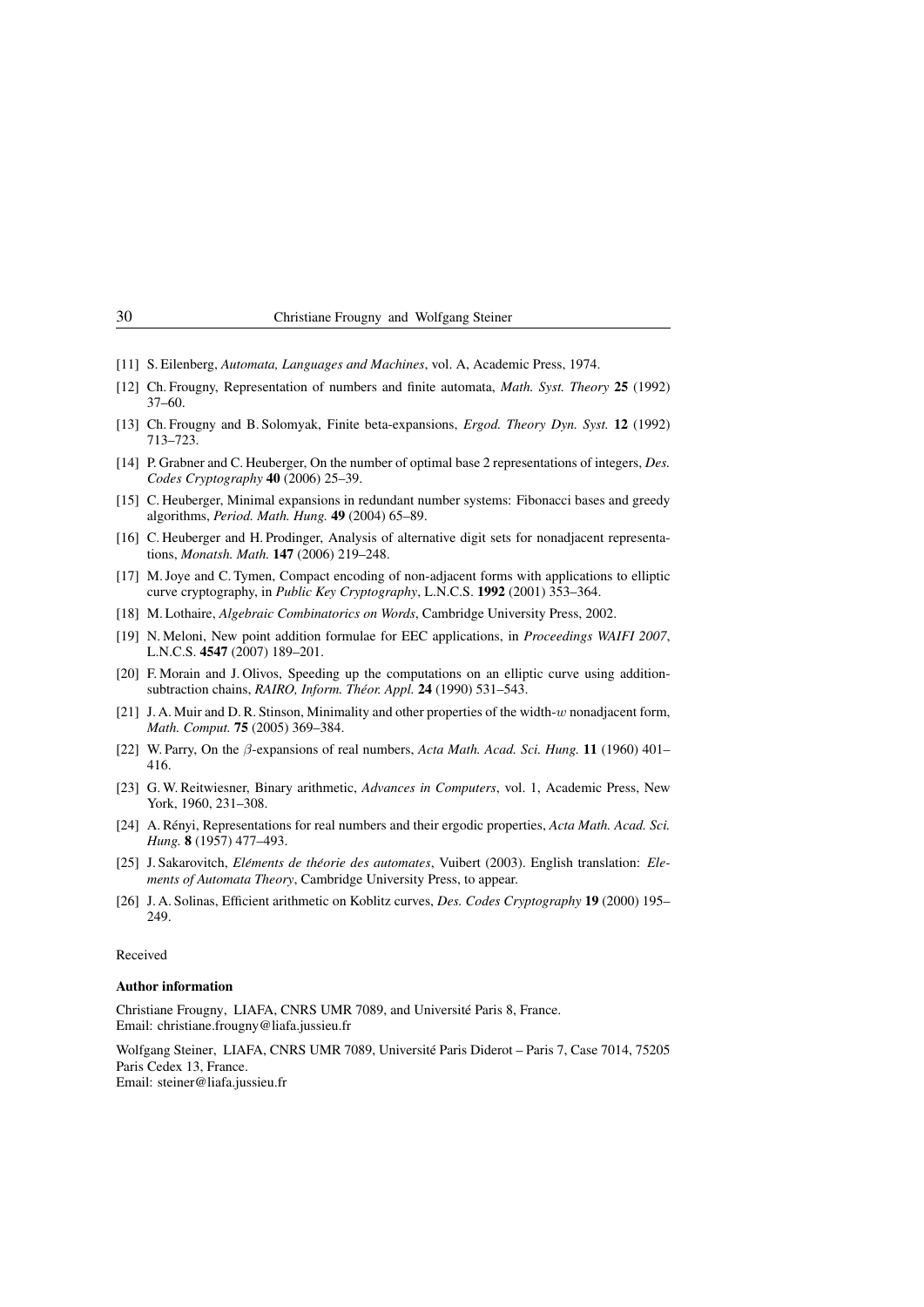[11] S. Eilenberg, *Automata, Languages and Machines*, vol. A, Academic Press, 1974.

[12] Ch. Frougny, Representation of numbers and finite automata, *Math. Syst. Theory* **25** (1992) 37–60.

[13] Ch. Frougny and B. Solomyak, Finite beta-expansions, *Ergod. Theory Dyn. Syst.* **12** (1992) 713–723.

[14] P. Grabner and C. Heuberger, On the number of optimal base 2 representations of integers, *Des. Codes Cryptography* **40** (2006) 25–39.

[15] C. Heuberger, Minimal expansions in redundant number systems: Fibonacci bases and greedy algorithms, *Period. Math. Hung.* **49** (2004) 65–89.

[16] C. Heuberger and H. Prodinger, Analysis of alternative digit sets for nonadjacent representations, *Monatsh. Math.* **147** (2006) 219–248.

[17] M. Joye and C. Tymen, Compact encoding of non-adjacent forms with applications to elliptic curve cryptography, in *Public Key Cryptography*, L.N.C.S. **1992** (2001) 353–364.

[18] M. Lothaire, *Algebraic Combinatorics on Words*, Cambridge University Press, 2002.

[19] N. Meloni, New point addition formulae for EEC applications, in *Proceedings WAIFI 2007*, L.N.C.S. **4547** (2007) 189–201.

[20] F. Morain and J. Olivos, Speeding up the computations on an elliptic curve using addition-subtraction chains, *RAIRO, Inform. Théor. Appl.* **24** (1990) 531–543.

[21] J. A. Muir and D. R. Stinson, Minimality and other properties of the width-$w$ nonadjacent form, *Math. Comput.* **75** (2005) 369–384.

[22] W. Parry, On the $\beta$-expansions of real numbers, *Acta Math. Acad. Sci. Hung.* **11** (1960) 401–416.

[23] G. W. Reitwiesner, Binary arithmetic, *Advances in Computers*, vol. 1, Academic Press, New York, 1960, 231–308.

[24] A. Rényi, Representations for real numbers and their ergodic properties, *Acta Math. Acad. Sci. Hung.* **8** (1957) 477–493.

[25] J. Sakarovitch, *Eléments de théorie des automates*, Vuibert (2003). English translation: *Elements of Automata Theory*, Cambridge University Press, to appear.

[26] J. A. Solinas, Efficient arithmetic on Koblitz curves, *Des. Codes Cryptography* **19** (2000) 195–249.

Received

**Author information**

Christiane Frougny, LIAFA, CNRS UMR 7089, and Université Paris 8, France.
Email: christiane.frougny@liafa.jussieu.fr

Wolfgang Steiner, LIAFA, CNRS UMR 7089, Université Paris Diderot – Paris 7, Case 7014, 75205 Paris Cedex 13, France.
Email: steiner@liafa.jussieu.fr